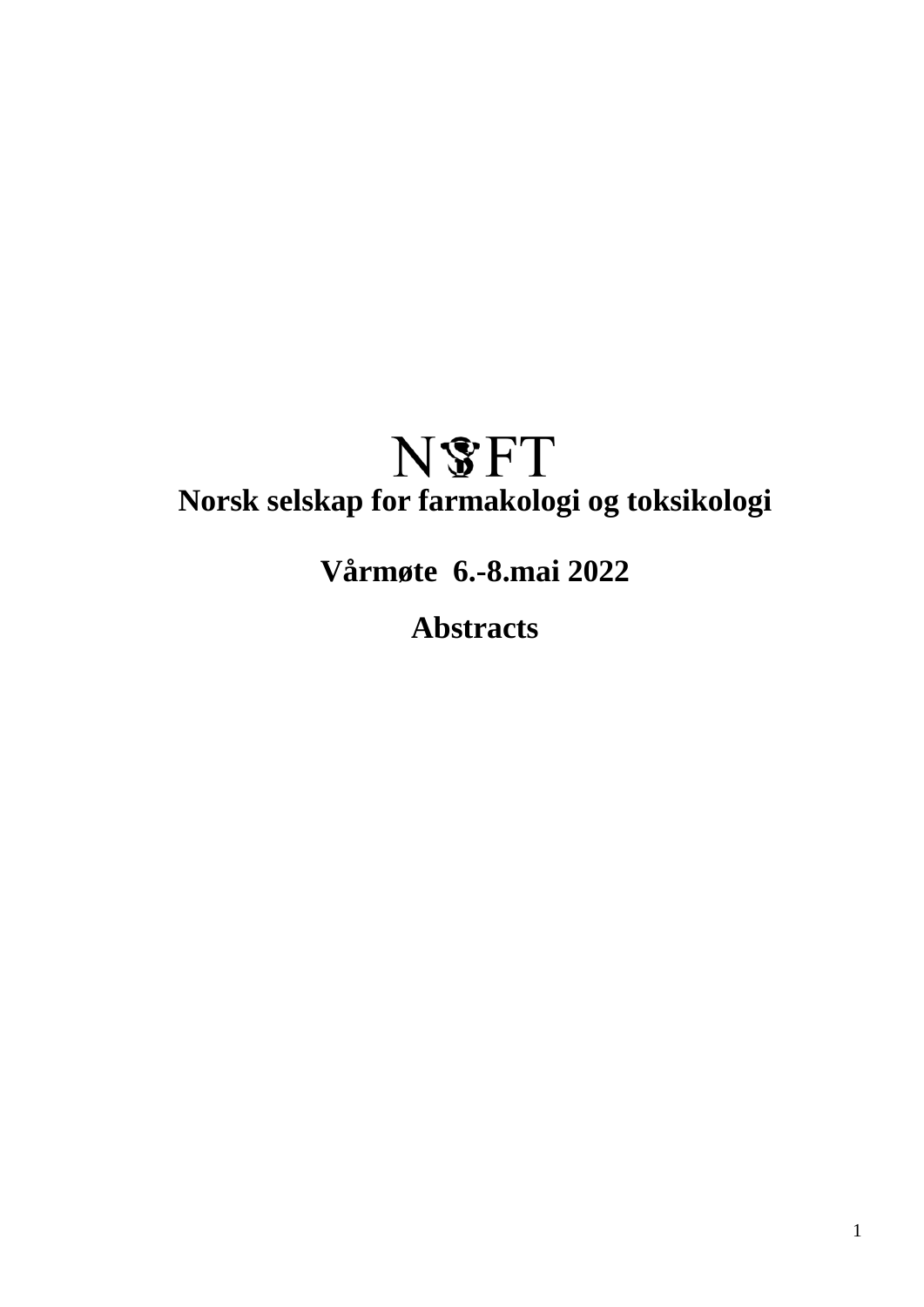# NSFT

**Norsk selskap for farmakologi og toksikologi**

**Vårmøte 6.-8.mai 2022**

**Abstracts**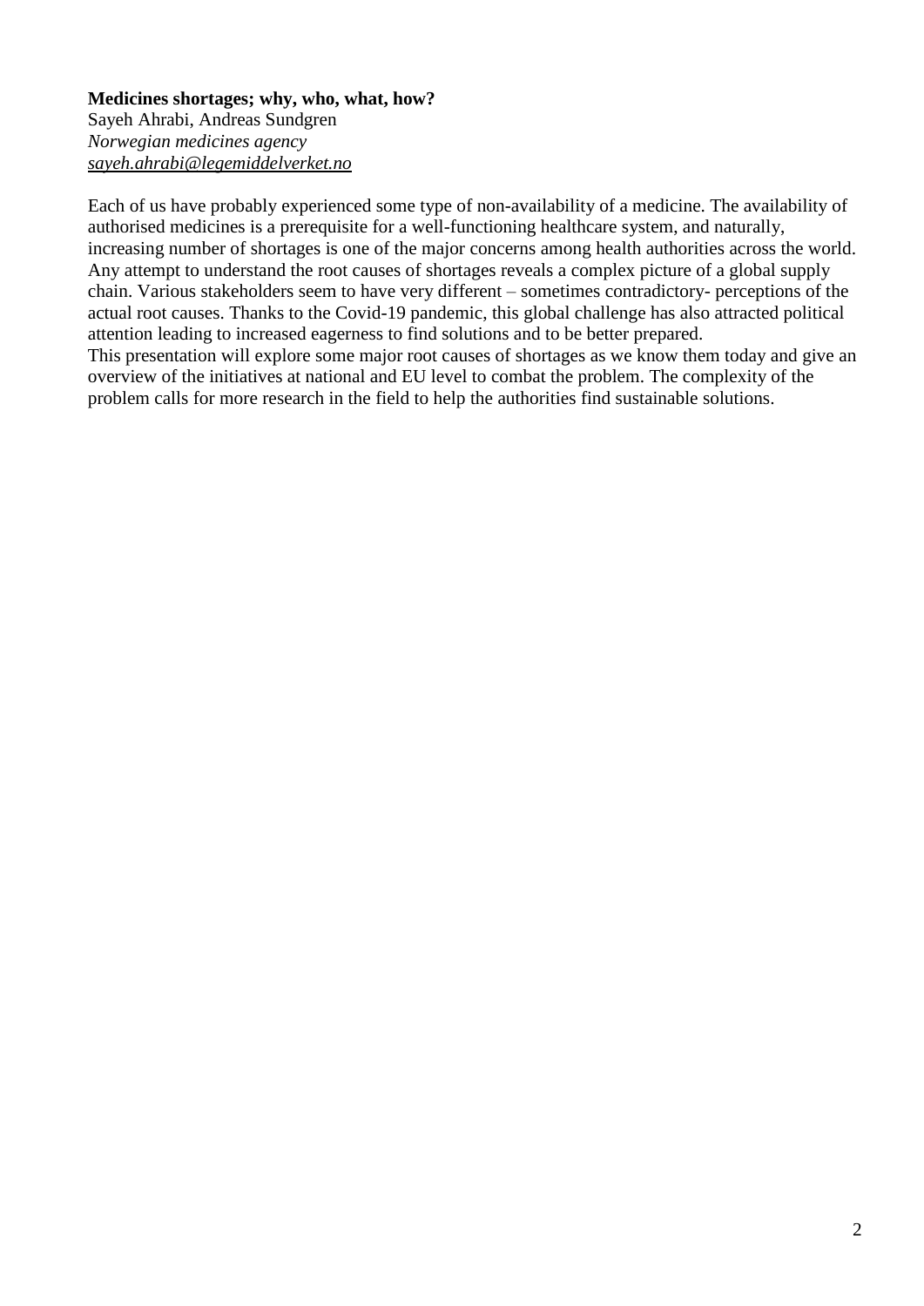**Medicines shortages; why, who, what, how?**
Sayeh Ahrabi, Andreas Sundgren
*Norwegian medicines agency*
*sayeh.ahrabi@legemiddelverket.no*

Each of us have probably experienced some type of non-availability of a medicine. The availability of authorised medicines is a prerequisite for a well-functioning healthcare system, and naturally, increasing number of shortages is one of the major concerns among health authorities across the world. Any attempt to understand the root causes of shortages reveals a complex picture of a global supply chain. Various stakeholders seem to have very different – sometimes contradictory- perceptions of the actual root causes. Thanks to the Covid-19 pandemic, this global challenge has also attracted political attention leading to increased eagerness to find solutions and to be better prepared.
This presentation will explore some major root causes of shortages as we know them today and give an overview of the initiatives at national and EU level to combat the problem. The complexity of the problem calls for more research in the field to help the authorities find sustainable solutions.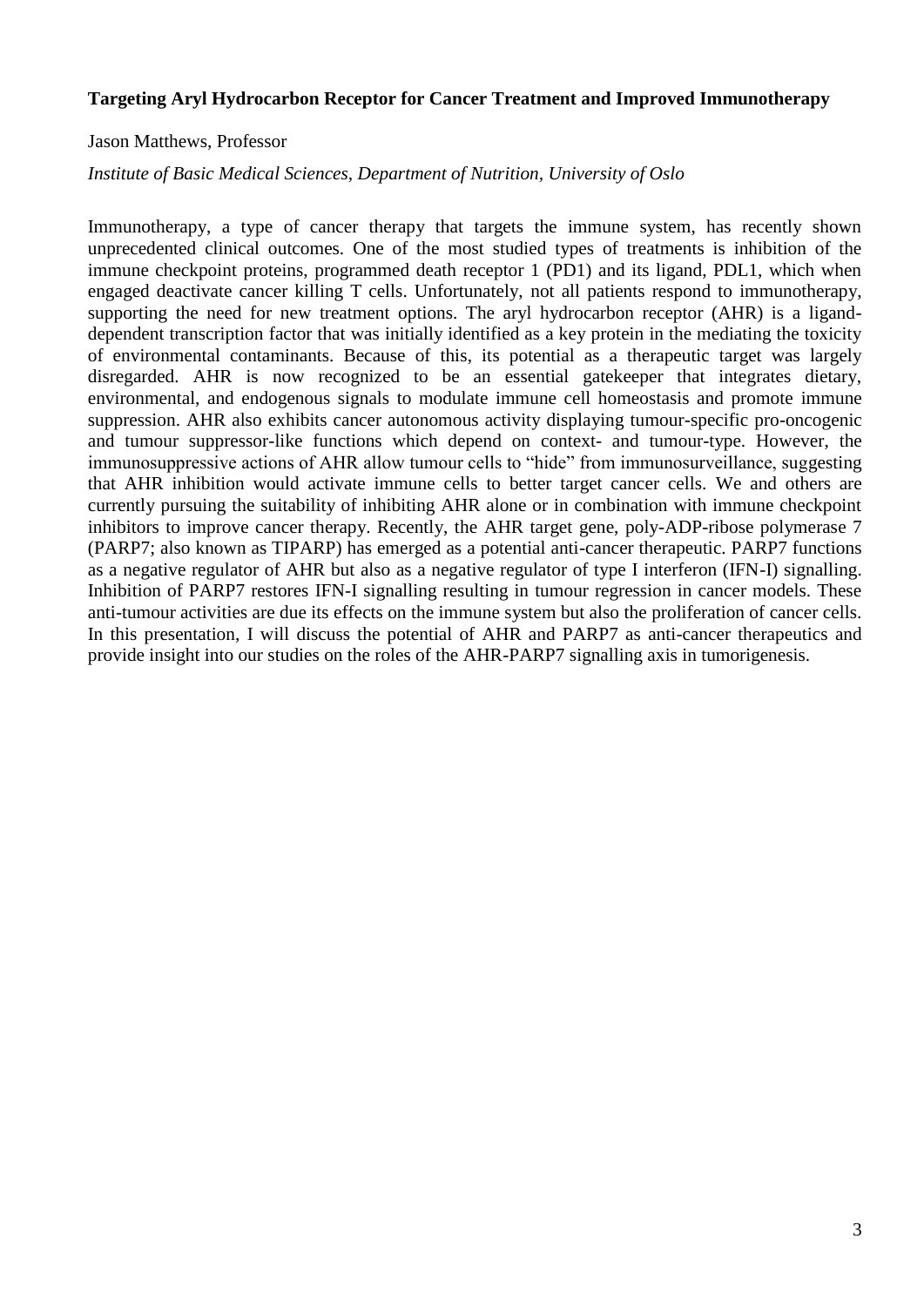**Targeting Aryl Hydrocarbon Receptor for Cancer Treatment and Improved Immunotherapy**

Jason Matthews, Professor

*Institute of Basic Medical Sciences, Department of Nutrition, University of Oslo*

Immunotherapy, a type of cancer therapy that targets the immune system, has recently shown unprecedented clinical outcomes. One of the most studied types of treatments is inhibition of the immune checkpoint proteins, programmed death receptor 1 (PD1) and its ligand, PDL1, which when engaged deactivate cancer killing T cells. Unfortunately, not all patients respond to immunotherapy, supporting the need for new treatment options. The aryl hydrocarbon receptor (AHR) is a ligand-dependent transcription factor that was initially identified as a key protein in the mediating the toxicity of environmental contaminants. Because of this, its potential as a therapeutic target was largely disregarded. AHR is now recognized to be an essential gatekeeper that integrates dietary, environmental, and endogenous signals to modulate immune cell homeostasis and promote immune suppression. AHR also exhibits cancer autonomous activity displaying tumour-specific pro-oncogenic and tumour suppressor-like functions which depend on context- and tumour-type. However, the immunosuppressive actions of AHR allow tumour cells to "hide" from immunosurveillance, suggesting that AHR inhibition would activate immune cells to better target cancer cells. We and others are currently pursuing the suitability of inhibiting AHR alone or in combination with immune checkpoint inhibitors to improve cancer therapy. Recently, the AHR target gene, poly-ADP-ribose polymerase 7 (PARP7; also known as TIPARP) has emerged as a potential anti-cancer therapeutic. PARP7 functions as a negative regulator of AHR but also as a negative regulator of type I interferon (IFN-I) signalling. Inhibition of PARP7 restores IFN-I signalling resulting in tumour regression in cancer models. These anti-tumour activities are due its effects on the immune system but also the proliferation of cancer cells. In this presentation, I will discuss the potential of AHR and PARP7 as anti-cancer therapeutics and provide insight into our studies on the roles of the AHR-PARP7 signalling axis in tumorigenesis.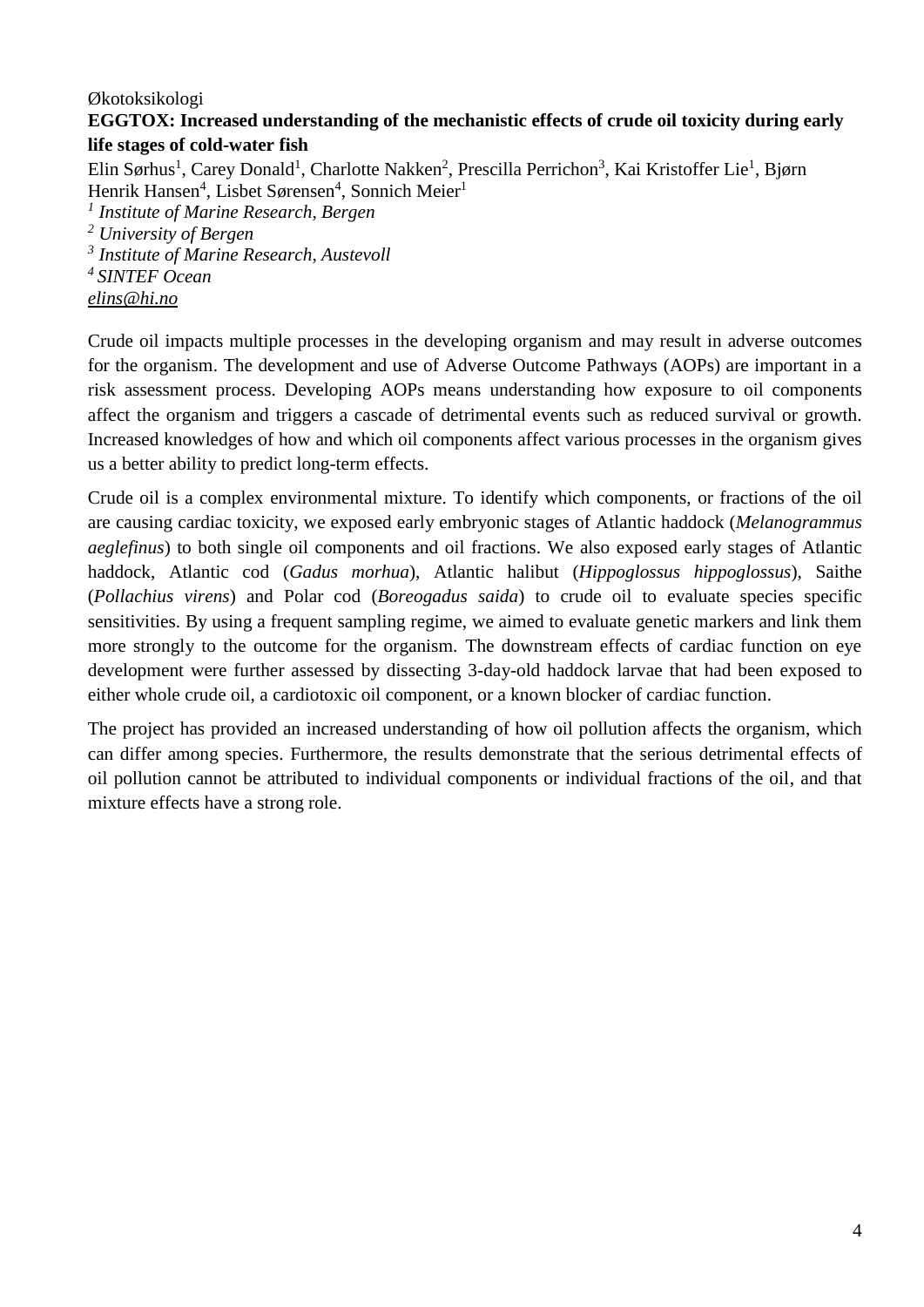Økotoksikologi

**EGGTOX: Increased understanding of the mechanistic effects of crude oil toxicity during early life stages of cold-water fish**

Elin Sørhus[1], Carey Donald[1], Charlotte Nakken[2], Prescilla Perrichon[3], Kai Kristoffer Lie[1], Bjørn Henrik Hansen[4], Lisbet Sørensen[4], Sonnich Meier[1]

[1] *Institute of Marine Research, Bergen*
[2] *University of Bergen*
[3] *Institute of Marine Research, Austevoll*
[4] *SINTEF Ocean*

elins@hi.no

Crude oil impacts multiple processes in the developing organism and may result in adverse outcomes for the organism. The development and use of Adverse Outcome Pathways (AOPs) are important in a risk assessment process. Developing AOPs means understanding how exposure to oil components affect the organism and triggers a cascade of detrimental events such as reduced survival or growth. Increased knowledges of how and which oil components affect various processes in the organism gives us a better ability to predict long-term effects.

Crude oil is a complex environmental mixture. To identify which components, or fractions of the oil are causing cardiac toxicity, we exposed early embryonic stages of Atlantic haddock (*Melanogrammus aeglefinus*) to both single oil components and oil fractions. We also exposed early stages of Atlantic haddock, Atlantic cod (*Gadus morhua*), Atlantic halibut (*Hippoglossus hippoglossus*), Saithe (*Pollachius virens*) and Polar cod (*Boreogadus saida*) to crude oil to evaluate species specific sensitivities. By using a frequent sampling regime, we aimed to evaluate genetic markers and link them more strongly to the outcome for the organism. The downstream effects of cardiac function on eye development were further assessed by dissecting 3-day-old haddock larvae that had been exposed to either whole crude oil, a cardiotoxic oil component, or a known blocker of cardiac function.

The project has provided an increased understanding of how oil pollution affects the organism, which can differ among species. Furthermore, the results demonstrate that the serious detrimental effects of oil pollution cannot be attributed to individual components or individual fractions of the oil, and that mixture effects have a strong role.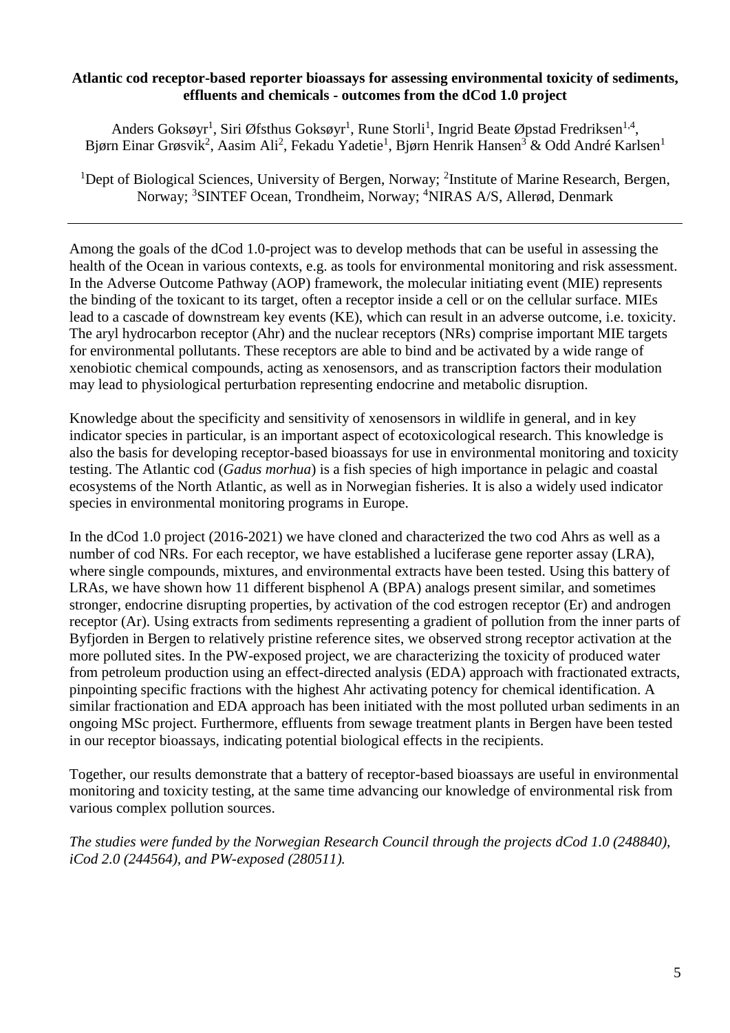**Atlantic cod receptor-based reporter bioassays for assessing environmental toxicity of sediments, effluents and chemicals - outcomes from the dCod 1.0 project**

Anders Goksøyr[1], Siri Øfsthus Goksøyr[1], Rune Storli[1], Ingrid Beate Øpstad Fredriksen[1,4], Bjørn Einar Grøsvik[2], Aasim Ali[2], Fekadu Yadetie[1], Bjørn Henrik Hansen[3] & Odd André Karlsen[1]

[1]Dept of Biological Sciences, University of Bergen, Norway; [2]Institute of Marine Research, Bergen, Norway; [3]SINTEF Ocean, Trondheim, Norway; [4]NIRAS A/S, Allerød, Denmark

---

Among the goals of the dCod 1.0-project was to develop methods that can be useful in assessing the health of the Ocean in various contexts, e.g. as tools for environmental monitoring and risk assessment. In the Adverse Outcome Pathway (AOP) framework, the molecular initiating event (MIE) represents the binding of the toxicant to its target, often a receptor inside a cell or on the cellular surface. MIEs lead to a cascade of downstream key events (KE), which can result in an adverse outcome, i.e. toxicity. The aryl hydrocarbon receptor (Ahr) and the nuclear receptors (NRs) comprise important MIE targets for environmental pollutants. These receptors are able to bind and be activated by a wide range of xenobiotic chemical compounds, acting as xenosensors, and as transcription factors their modulation may lead to physiological perturbation representing endocrine and metabolic disruption.

Knowledge about the specificity and sensitivity of xenosensors in wildlife in general, and in key indicator species in particular, is an important aspect of ecotoxicological research. This knowledge is also the basis for developing receptor-based bioassays for use in environmental monitoring and toxicity testing. The Atlantic cod (*Gadus morhua*) is a fish species of high importance in pelagic and coastal ecosystems of the North Atlantic, as well as in Norwegian fisheries. It is also a widely used indicator species in environmental monitoring programs in Europe.

In the dCod 1.0 project (2016-2021) we have cloned and characterized the two cod Ahrs as well as a number of cod NRs. For each receptor, we have established a luciferase gene reporter assay (LRA), where single compounds, mixtures, and environmental extracts have been tested. Using this battery of LRAs, we have shown how 11 different bisphenol A (BPA) analogs present similar, and sometimes stronger, endocrine disrupting properties, by activation of the cod estrogen receptor (Er) and androgen receptor (Ar). Using extracts from sediments representing a gradient of pollution from the inner parts of Byfjorden in Bergen to relatively pristine reference sites, we observed strong receptor activation at the more polluted sites. In the PW-exposed project, we are characterizing the toxicity of produced water from petroleum production using an effect-directed analysis (EDA) approach with fractionated extracts, pinpointing specific fractions with the highest Ahr activating potency for chemical identification. A similar fractionation and EDA approach has been initiated with the most polluted urban sediments in an ongoing MSc project. Furthermore, effluents from sewage treatment plants in Bergen have been tested in our receptor bioassays, indicating potential biological effects in the recipients.

Together, our results demonstrate that a battery of receptor-based bioassays are useful in environmental monitoring and toxicity testing, at the same time advancing our knowledge of environmental risk from various complex pollution sources.

*The studies were funded by the Norwegian Research Council through the projects dCod 1.0 (248840), iCod 2.0 (244564), and PW-exposed (280511).*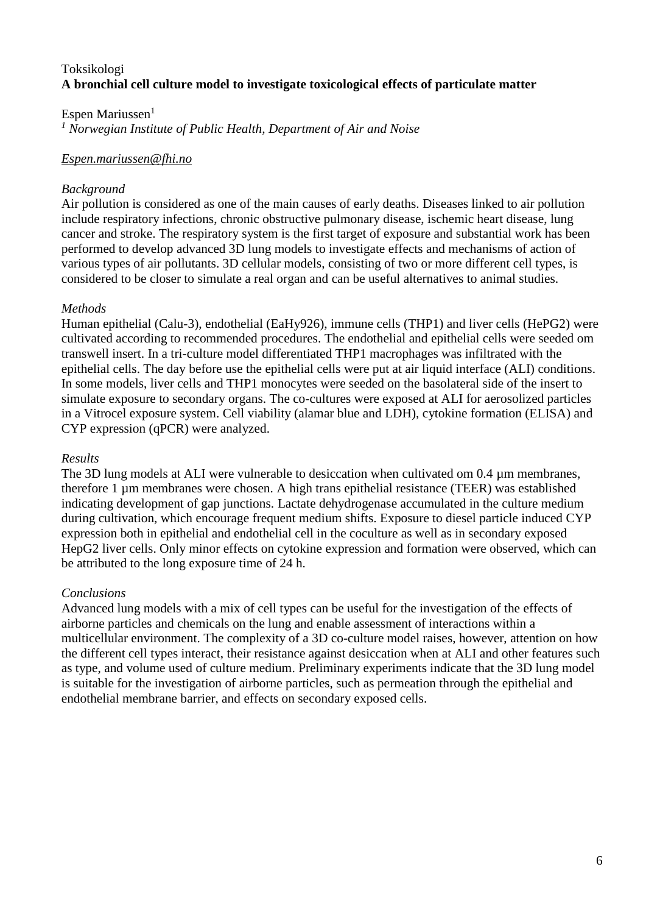Toksikologi

**A bronchial cell culture model to investigate toxicological effects of particulate matter**

Espen Mariussen[1]

*[1] Norwegian Institute of Public Health, Department of Air and Noise*

*Espen.mariussen@fhi.no*

*Background*

Air pollution is considered as one of the main causes of early deaths. Diseases linked to air pollution include respiratory infections, chronic obstructive pulmonary disease, ischemic heart disease, lung cancer and stroke. The respiratory system is the first target of exposure and substantial work has been performed to develop advanced 3D lung models to investigate effects and mechanisms of action of various types of air pollutants. 3D cellular models, consisting of two or more different cell types, is considered to be closer to simulate a real organ and can be useful alternatives to animal studies.

*Methods*

Human epithelial (Calu-3), endothelial (EaHy926), immune cells (THP1) and liver cells (HePG2) were cultivated according to recommended procedures. The endothelial and epithelial cells were seeded om transwell insert. In a tri-culture model differentiated THP1 macrophages was infiltrated with the epithelial cells. The day before use the epithelial cells were put at air liquid interface (ALI) conditions. In some models, liver cells and THP1 monocytes were seeded on the basolateral side of the insert to simulate exposure to secondary organs. The co-cultures were exposed at ALI for aerosolized particles in a Vitrocel exposure system. Cell viability (alamar blue and LDH), cytokine formation (ELISA) and CYP expression (qPCR) were analyzed.

*Results*

The 3D lung models at ALI were vulnerable to desiccation when cultivated om 0.4 µm membranes, therefore 1 µm membranes were chosen. A high trans epithelial resistance (TEER) was established indicating development of gap junctions. Lactate dehydrogenase accumulated in the culture medium during cultivation, which encourage frequent medium shifts. Exposure to diesel particle induced CYP expression both in epithelial and endothelial cell in the coculture as well as in secondary exposed HepG2 liver cells. Only minor effects on cytokine expression and formation were observed, which can be attributed to the long exposure time of 24 h.

*Conclusions*

Advanced lung models with a mix of cell types can be useful for the investigation of the effects of airborne particles and chemicals on the lung and enable assessment of interactions within a multicellular environment. The complexity of a 3D co-culture model raises, however, attention on how the different cell types interact, their resistance against desiccation when at ALI and other features such as type, and volume used of culture medium. Preliminary experiments indicate that the 3D lung model is suitable for the investigation of airborne particles, such as permeation through the epithelial and endothelial membrane barrier, and effects on secondary exposed cells.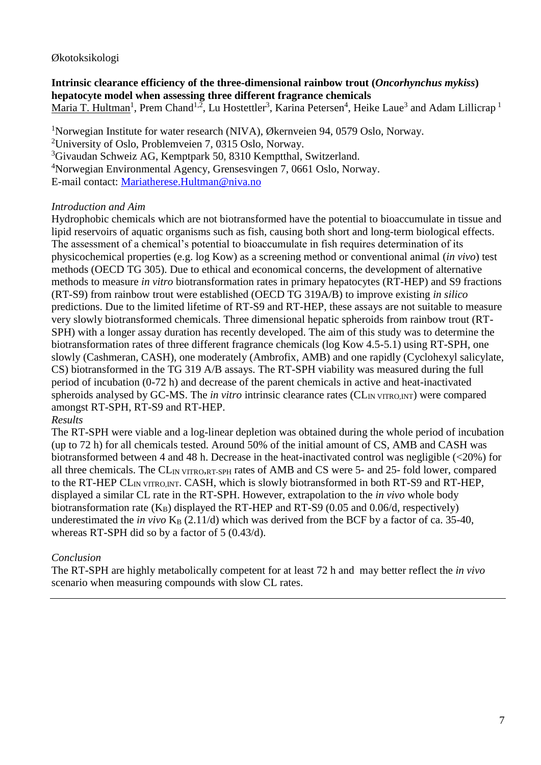Økotoksikologi

**Intrinsic clearance efficiency of the three-dimensional rainbow trout (*Oncorhynchus mykiss*) hepatocyte model when assessing three different fragrance chemicals**

Maria T. Hultman[1], Prem Chand[1,2], Lu Hostettler[3], Karina Petersen[4], Heike Laue[3] and Adam Lillicrap [1]

[1]Norwegian Institute for water research (NIVA), Økernveien 94, 0579 Oslo, Norway.
[2]University of Oslo, Problemveien 7, 0315 Oslo, Norway.
[3]Givaudan Schweiz AG, Kemptpark 50, 8310 Kemptthal, Switzerland.
[4]Norwegian Environmental Agency, Grensesvingen 7, 0661 Oslo, Norway.
E-mail contact: Mariatherese.Hultman@niva.no

*Introduction and Aim*

Hydrophobic chemicals which are not biotransformed have the potential to bioaccumulate in tissue and lipid reservoirs of aquatic organisms such as fish, causing both short and long-term biological effects. The assessment of a chemical's potential to bioaccumulate in fish requires determination of its physicochemical properties (e.g. log Kow) as a screening method or conventional animal (*in vivo*) test methods (OECD TG 305). Due to ethical and economical concerns, the development of alternative methods to measure *in vitro* biotransformation rates in primary hepatocytes (RT-HEP) and S9 fractions (RT-S9) from rainbow trout were established (OECD TG 319A/B) to improve existing *in silico* predictions. Due to the limited lifetime of RT-S9 and RT-HEP, these assays are not suitable to measure very slowly biotransformed chemicals. Three dimensional hepatic spheroids from rainbow trout (RT-SPH) with a longer assay duration has recently developed. The aim of this study was to determine the biotransformation rates of three different fragrance chemicals (log Kow 4.5-5.1) using RT-SPH, one slowly (Cashmeran, CASH), one moderately (Ambrofix, AMB) and one rapidly (Cyclohexyl salicylate, CS) biotransformed in the TG 319 A/B assays. The RT-SPH viability was measured during the full period of incubation (0-72 h) and decrease of the parent chemicals in active and heat-inactivated spheroids analysed by GC-MS. The *in vitro* intrinsic clearance rates ($CL_{IN\ VITRO,INT}$) were compared amongst RT-SPH, RT-S9 and RT-HEP.

*Results*

The RT-SPH were viable and a log-linear depletion was obtained during the whole period of incubation (up to 72 h) for all chemicals tested. Around 50% of the initial amount of CS, AMB and CASH was biotransformed between 4 and 48 h. Decrease in the heat-inactivated control was negligible (<20%) for all three chemicals. The $CL_{IN\ VITRO,RT\text{-}SPH}$ rates of AMB and CS were 5- and 25- fold lower, compared to the RT-HEP $CL_{IN\ VITRO,INT}$. CASH, which is slowly biotransformed in both RT-S9 and RT-HEP, displayed a similar CL rate in the RT-SPH. However, extrapolation to the *in vivo* whole body biotransformation rate ($K_B$) displayed the RT-HEP and RT-S9 (0.05 and 0.06/d, respectively) underestimated the *in vivo* $K_B$ (2.11/d) which was derived from the BCF by a factor of ca. 35-40, whereas RT-SPH did so by a factor of 5 (0.43/d).

*Conclusion*

The RT-SPH are highly metabolically competent for at least 72 h and may better reflect the *in vivo* scenario when measuring compounds with slow CL rates.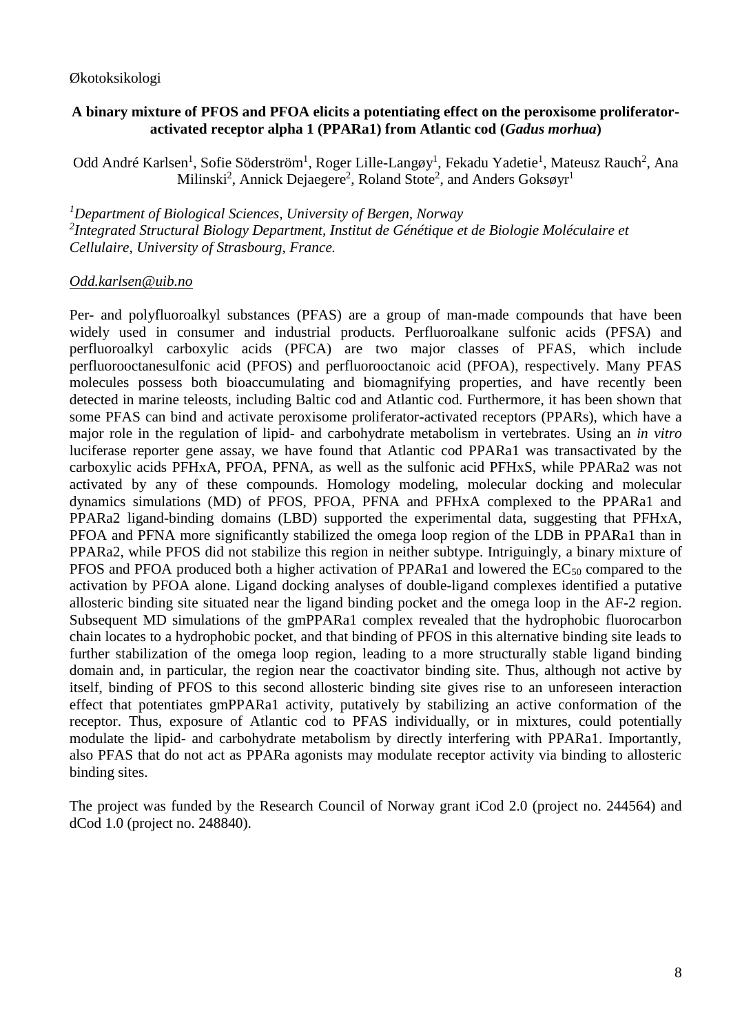Økotoksikologi

## A binary mixture of PFOS and PFOA elicits a potentiating effect on the peroxisome proliferator-activated receptor alpha 1 (PPARa1) from Atlantic cod (*Gadus morhua*)

Odd André Karlsen[1], Sofie Söderström[1], Roger Lille-Langøy[1], Fekadu Yadetie[1], Mateusz Rauch[2], Ana Milinski[2], Annick Dejaegere[2], Roland Stote[2], and Anders Goksøyr[1]

*[1]Department of Biological Sciences, University of Bergen, Norway*
*[2]Integrated Structural Biology Department, Institut de Génétique et de Biologie Moléculaire et Cellulaire, University of Strasbourg, France.*

Odd.karlsen@uib.no

Per- and polyfluoroalkyl substances (PFAS) are a group of man-made compounds that have been widely used in consumer and industrial products. Perfluoroalkane sulfonic acids (PFSA) and perfluoroalkyl carboxylic acids (PFCA) are two major classes of PFAS, which include perfluorooctanesulfonic acid (PFOS) and perfluorooctanoic acid (PFOA), respectively. Many PFAS molecules possess both bioaccumulating and biomagnifying properties, and have recently been detected in marine teleosts, including Baltic cod and Atlantic cod. Furthermore, it has been shown that some PFAS can bind and activate peroxisome proliferator-activated receptors (PPARs), which have a major role in the regulation of lipid- and carbohydrate metabolism in vertebrates. Using an *in vitro* luciferase reporter gene assay, we have found that Atlantic cod PPARa1 was transactivated by the carboxylic acids PFHxA, PFOA, PFNA, as well as the sulfonic acid PFHxS, while PPARa2 was not activated by any of these compounds. Homology modeling, molecular docking and molecular dynamics simulations (MD) of PFOS, PFOA, PFNA and PFHxA complexed to the PPARa1 and PPARa2 ligand-binding domains (LBD) supported the experimental data, suggesting that PFHxA, PFOA and PFNA more significantly stabilized the omega loop region of the LDB in PPARa1 than in PPARa2, while PFOS did not stabilize this region in neither subtype. Intriguingly, a binary mixture of PFOS and PFOA produced both a higher activation of PPARa1 and lowered the $EC_{50}$ compared to the activation by PFOA alone. Ligand docking analyses of double-ligand complexes identified a putative allosteric binding site situated near the ligand binding pocket and the omega loop in the AF-2 region. Subsequent MD simulations of the gmPPARa1 complex revealed that the hydrophobic fluorocarbon chain locates to a hydrophobic pocket, and that binding of PFOS in this alternative binding site leads to further stabilization of the omega loop region, leading to a more structurally stable ligand binding domain and, in particular, the region near the coactivator binding site. Thus, although not active by itself, binding of PFOS to this second allosteric binding site gives rise to an unforeseen interaction effect that potentiates gmPPARa1 activity, putatively by stabilizing an active conformation of the receptor. Thus, exposure of Atlantic cod to PFAS individually, or in mixtures, could potentially modulate the lipid- and carbohydrate metabolism by directly interfering with PPARa1. Importantly, also PFAS that do not act as PPARa agonists may modulate receptor activity via binding to allosteric binding sites.

The project was funded by the Research Council of Norway grant iCod 2.0 (project no. 244564) and dCod 1.0 (project no. 248840).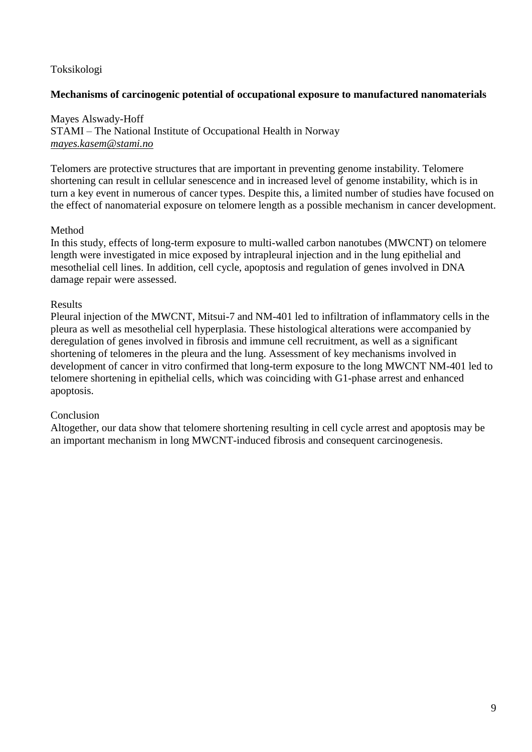Toksikologi

**Mechanisms of carcinogenic potential of occupational exposure to manufactured nanomaterials**

Mayes Alswady-Hoff
STAMI – The National Institute of Occupational Health in Norway
*mayes.kasem@stami.no*

Telomers are protective structures that are important in preventing genome instability. Telomere shortening can result in cellular senescence and in increased level of genome instability, which is in turn a key event in numerous of cancer types. Despite this, a limited number of studies have focused on the effect of nanomaterial exposure on telomere length as a possible mechanism in cancer development.

Method

In this study, effects of long-term exposure to multi-walled carbon nanotubes (MWCNT) on telomere length were investigated in mice exposed by intrapleural injection and in the lung epithelial and mesothelial cell lines. In addition, cell cycle, apoptosis and regulation of genes involved in DNA damage repair were assessed.

Results

Pleural injection of the MWCNT, Mitsui-7 and NM-401 led to infiltration of inflammatory cells in the pleura as well as mesothelial cell hyperplasia. These histological alterations were accompanied by deregulation of genes involved in fibrosis and immune cell recruitment, as well as a significant shortening of telomeres in the pleura and the lung. Assessment of key mechanisms involved in development of cancer in vitro confirmed that long-term exposure to the long MWCNT NM-401 led to telomere shortening in epithelial cells, which was coinciding with G1-phase arrest and enhanced apoptosis.

Conclusion

Altogether, our data show that telomere shortening resulting in cell cycle arrest and apoptosis may be an important mechanism in long MWCNT-induced fibrosis and consequent carcinogenesis.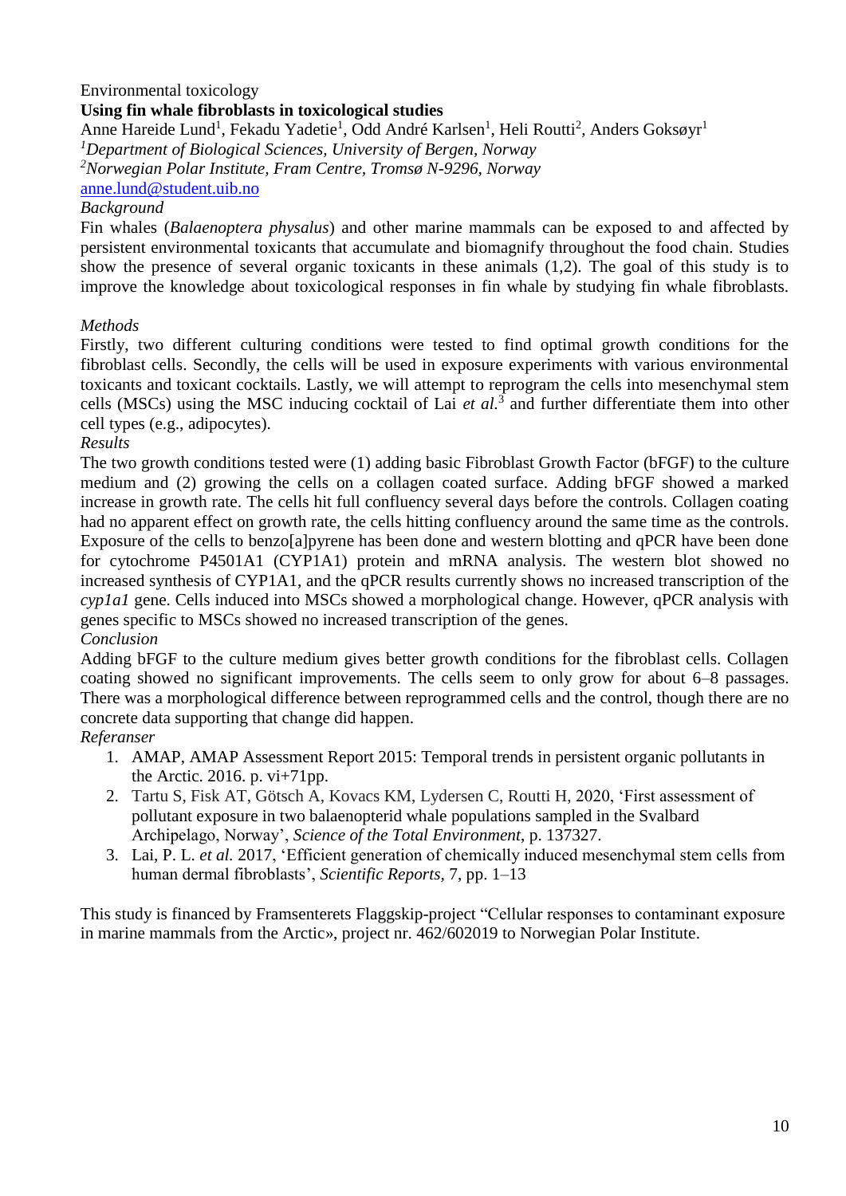Environmental toxicology

## Using fin whale fibroblasts in toxicological studies

Anne Hareide Lund[1], Fekadu Yadetie[1], Odd André Karlsen[1], Heli Routti[2], Anders Goksøyr[1]

[1]*Department of Biological Sciences, University of Bergen, Norway*

[2]*Norwegian Polar Institute, Fram Centre, Tromsø N-9296, Norway*

anne.lund@student.uib.no

*Background*

Fin whales (*Balaenoptera physalus*) and other marine mammals can be exposed to and affected by persistent environmental toxicants that accumulate and biomagnify throughout the food chain. Studies show the presence of several organic toxicants in these animals (1,2). The goal of this study is to improve the knowledge about toxicological responses in fin whale by studying fin whale fibroblasts.

*Methods*

Firstly, two different culturing conditions were tested to find optimal growth conditions for the fibroblast cells. Secondly, the cells will be used in exposure experiments with various environmental toxicants and toxicant cocktails. Lastly, we will attempt to reprogram the cells into mesenchymal stem cells (MSCs) using the MSC inducing cocktail of Lai *et al.*[3] and further differentiate them into other cell types (e.g., adipocytes).

*Results*

The two growth conditions tested were (1) adding basic Fibroblast Growth Factor (bFGF) to the culture medium and (2) growing the cells on a collagen coated surface. Adding bFGF showed a marked increase in growth rate. The cells hit full confluency several days before the controls. Collagen coating had no apparent effect on growth rate, the cells hitting confluency around the same time as the controls. Exposure of the cells to benzo[a]pyrene has been done and western blotting and qPCR have been done for cytochrome P4501A1 (CYP1A1) protein and mRNA analysis. The western blot showed no increased synthesis of CYP1A1, and the qPCR results currently shows no increased transcription of the *cyp1a1* gene. Cells induced into MSCs showed a morphological change. However, qPCR analysis with genes specific to MSCs showed no increased transcription of the genes.

*Conclusion*

Adding bFGF to the culture medium gives better growth conditions for the fibroblast cells. Collagen coating showed no significant improvements. The cells seem to only grow for about 6–8 passages. There was a morphological difference between reprogrammed cells and the control, though there are no concrete data supporting that change did happen.

*Referanser*

1. AMAP, AMAP Assessment Report 2015: Temporal trends in persistent organic pollutants in the Arctic. 2016. p. vi+71pp.
2. Tartu S, Fisk AT, Götsch A, Kovacs KM, Lydersen C, Routti H, 2020, 'First assessment of pollutant exposure in two balaenopterid whale populations sampled in the Svalbard Archipelago, Norway', *Science of the Total Environment*, p. 137327.
3. Lai, P. L. *et al.* 2017, 'Efficient generation of chemically induced mesenchymal stem cells from human dermal fibroblasts', *Scientific Reports*, 7, pp. 1–13

This study is financed by Framsenterets Flaggskip-project "Cellular responses to contaminant exposure in marine mammals from the Arctic», project nr. 462/602019 to Norwegian Polar Institute.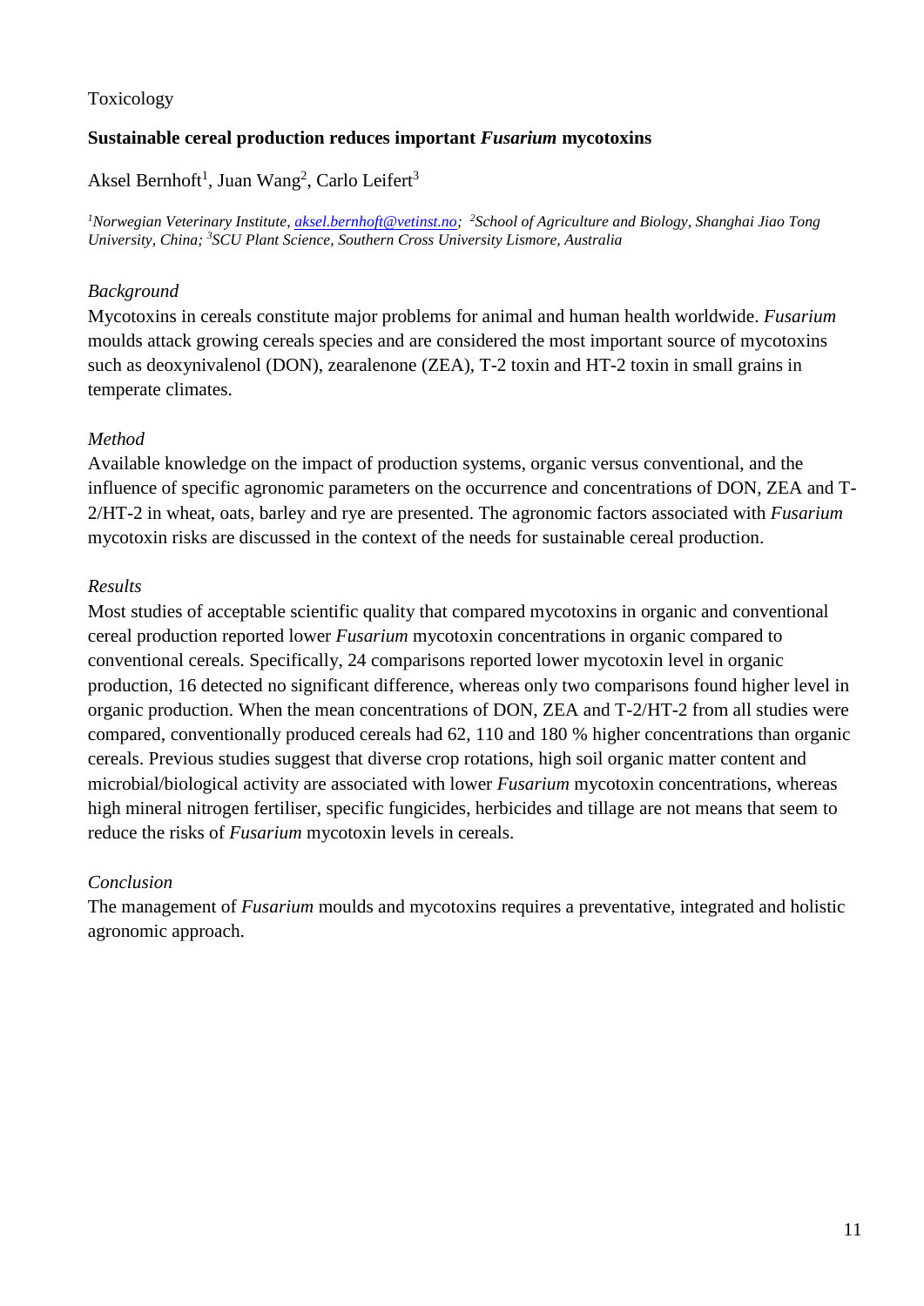Toxicology

## Sustainable cereal production reduces important *Fusarium* mycotoxins

Aksel Bernhoft[1], Juan Wang[2], Carlo Leifert[3]

*[1]Norwegian Veterinary Institute, aksel.bernhoft@vetinst.no; [2]School of Agriculture and Biology, Shanghai Jiao Tong University, China; [3]SCU Plant Science, Southern Cross University Lismore, Australia*

### *Background*

Mycotoxins in cereals constitute major problems for animal and human health worldwide. *Fusarium* moulds attack growing cereals species and are considered the most important source of mycotoxins such as deoxynivalenol (DON), zearalenone (ZEA), T-2 toxin and HT-2 toxin in small grains in temperate climates.

### *Method*

Available knowledge on the impact of production systems, organic versus conventional, and the influence of specific agronomic parameters on the occurrence and concentrations of DON, ZEA and T-2/HT-2 in wheat, oats, barley and rye are presented. The agronomic factors associated with *Fusarium* mycotoxin risks are discussed in the context of the needs for sustainable cereal production.

### *Results*

Most studies of acceptable scientific quality that compared mycotoxins in organic and conventional cereal production reported lower *Fusarium* mycotoxin concentrations in organic compared to conventional cereals. Specifically, 24 comparisons reported lower mycotoxin level in organic production, 16 detected no significant difference, whereas only two comparisons found higher level in organic production. When the mean concentrations of DON, ZEA and T-2/HT-2 from all studies were compared, conventionally produced cereals had 62, 110 and 180 % higher concentrations than organic cereals. Previous studies suggest that diverse crop rotations, high soil organic matter content and microbial/biological activity are associated with lower *Fusarium* mycotoxin concentrations, whereas high mineral nitrogen fertiliser, specific fungicides, herbicides and tillage are not means that seem to reduce the risks of *Fusarium* mycotoxin levels in cereals.

### *Conclusion*

The management of *Fusarium* moulds and mycotoxins requires a preventative, integrated and holistic agronomic approach.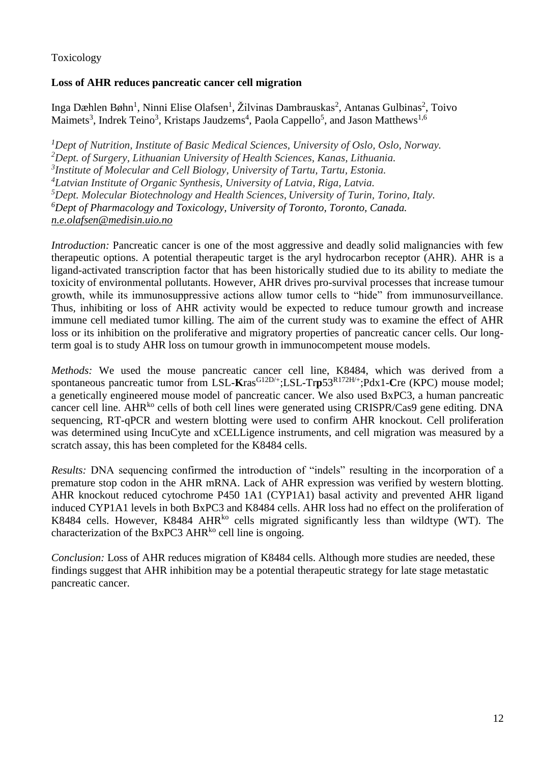Toxicology

**Loss of AHR reduces pancreatic cancer cell migration**

Inga Dæhlen Bøhn[1], Ninni Elise Olafsen[1], Žilvinas Dambrauskas[2], Antanas Gulbinas[2], Toivo Maimets[3], Indrek Teino[3], Kristaps Jaudzems[4], Paola Cappello[5], and Jason Matthews[1,6]

[1]*Dept of Nutrition, Institute of Basic Medical Sciences, University of Oslo, Oslo, Norway.*
[2]*Dept. of Surgery, Lithuanian University of Health Sciences, Kanas, Lithuania.*
[3]*Institute of Molecular and Cell Biology, University of Tartu, Tartu, Estonia.*
[4]*Latvian Institute of Organic Synthesis, University of Latvia, Riga, Latvia.*
[5]*Dept. Molecular Biotechnology and Health Sciences, University of Turin, Torino, Italy.*
[6]*Dept of Pharmacology and Toxicology, University of Toronto, Toronto, Canada.*
*n.e.olafsen@medisin.uio.no*

*Introduction:* Pancreatic cancer is one of the most aggressive and deadly solid malignancies with few therapeutic options. A potential therapeutic target is the aryl hydrocarbon receptor (AHR). AHR is a ligand-activated transcription factor that has been historically studied due to its ability to mediate the toxicity of environmental pollutants. However, AHR drives pro-survival processes that increase tumour growth, while its immunosuppressive actions allow tumor cells to "hide" from immunosurveillance. Thus, inhibiting or loss of AHR activity would be expected to reduce tumour growth and increase immune cell mediated tumor killing. The aim of the current study was to examine the effect of AHR loss or its inhibition on the proliferative and migratory properties of pancreatic cancer cells. Our long-term goal is to study AHR loss on tumour growth in immunocompetent mouse models.

*Methods:* We used the mouse pancreatic cancer cell line, K8484, which was derived from a spontaneous pancreatic tumor from LSL-**K**ras$^{G12D/+}$;LSL-Tr**p**53$^{R172H/+}$;Pdx1-**C**re (KPC) mouse model; a genetically engineered mouse model of pancreatic cancer. We also used BxPC3, a human pancreatic cancer cell line. AHR$^{ko}$ cells of both cell lines were generated using CRISPR/Cas9 gene editing. DNA sequencing, RT-qPCR and western blotting were used to confirm AHR knockout. Cell proliferation was determined using IncuCyte and xCELLigence instruments, and cell migration was measured by a scratch assay, this has been completed for the K8484 cells.

*Results:* DNA sequencing confirmed the introduction of "indels" resulting in the incorporation of a premature stop codon in the AHR mRNA. Lack of AHR expression was verified by western blotting. AHR knockout reduced cytochrome P450 1A1 (CYP1A1) basal activity and prevented AHR ligand induced CYP1A1 levels in both BxPC3 and K8484 cells. AHR loss had no effect on the proliferation of K8484 cells. However, K8484 AHR$^{ko}$ cells migrated significantly less than wildtype (WT). The characterization of the BxPC3 AHR$^{ko}$ cell line is ongoing.

*Conclusion:* Loss of AHR reduces migration of K8484 cells. Although more studies are needed, these findings suggest that AHR inhibition may be a potential therapeutic strategy for late stage metastatic pancreatic cancer.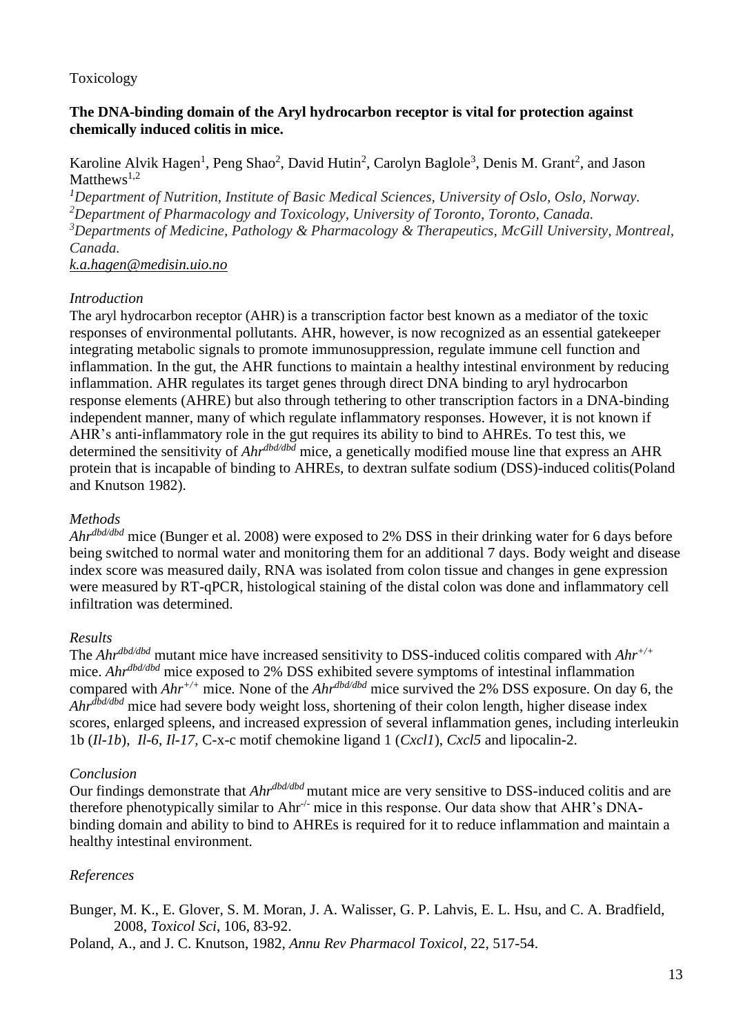Toxicology

**The DNA-binding domain of the Aryl hydrocarbon receptor is vital for protection against chemically induced colitis in mice.**

Karoline Alvik Hagen[1], Peng Shao[2], David Hutin[2], Carolyn Baglole[3], Denis M. Grant[2], and Jason Matthews[1,2]

*[1]Department of Nutrition, Institute of Basic Medical Sciences, University of Oslo, Oslo, Norway.*
*[2]Department of Pharmacology and Toxicology, University of Toronto, Toronto, Canada.*
*[3]Departments of Medicine, Pathology & Pharmacology & Therapeutics, McGill University, Montreal, Canada.*
*k.a.hagen@medisin.uio.no*

*Introduction*

The aryl hydrocarbon receptor (AHR) is a transcription factor best known as a mediator of the toxic responses of environmental pollutants. AHR, however, is now recognized as an essential gatekeeper integrating metabolic signals to promote immunosuppression, regulate immune cell function and inflammation. In the gut, the AHR functions to maintain a healthy intestinal environment by reducing inflammation. AHR regulates its target genes through direct DNA binding to aryl hydrocarbon response elements (AHRE) but also through tethering to other transcription factors in a DNA-binding independent manner, many of which regulate inflammatory responses. However, it is not known if AHR's anti-inflammatory role in the gut requires its ability to bind to AHREs. To test this, we determined the sensitivity of *Ahr$^{dbd/dbd}$* mice, a genetically modified mouse line that express an AHR protein that is incapable of binding to AHREs, to dextran sulfate sodium (DSS)-induced colitis(Poland and Knutson 1982).

*Methods*

*Ahr$^{dbd/dbd}$* mice (Bunger et al. 2008) were exposed to 2% DSS in their drinking water for 6 days before being switched to normal water and monitoring them for an additional 7 days. Body weight and disease index score was measured daily, RNA was isolated from colon tissue and changes in gene expression were measured by RT-qPCR, histological staining of the distal colon was done and inflammatory cell infiltration was determined.

*Results*

The *Ahr$^{dbd/dbd}$* mutant mice have increased sensitivity to DSS-induced colitis compared with *Ahr$^{+/+}$* mice. *Ahr$^{dbd/dbd}$* mice exposed to 2% DSS exhibited severe symptoms of intestinal inflammation compared with *Ahr$^{+/+}$* mice. None of the *Ahr$^{dbd/dbd}$* mice survived the 2% DSS exposure. On day 6, the *Ahr$^{dbd/dbd}$* mice had severe body weight loss, shortening of their colon length, higher disease index scores, enlarged spleens, and increased expression of several inflammation genes, including interleukin 1b (*Il-1b*), *Il-6*, *Il-17*, C-x-c motif chemokine ligand 1 (*Cxcl1*), *Cxcl5* and lipocalin-2.

*Conclusion*

Our findings demonstrate that *Ahr$^{dbd/dbd}$* mutant mice are very sensitive to DSS-induced colitis and are therefore phenotypically similar to Ahr$^{-/-}$ mice in this response. Our data show that AHR's DNA-binding domain and ability to bind to AHREs is required for it to reduce inflammation and maintain a healthy intestinal environment.

*References*

Bunger, M. K., E. Glover, S. M. Moran, J. A. Walisser, G. P. Lahvis, E. L. Hsu, and C. A. Bradfield, 2008, *Toxicol Sci*, 106, 83-92.

Poland, A., and J. C. Knutson, 1982, *Annu Rev Pharmacol Toxicol*, 22, 517-54.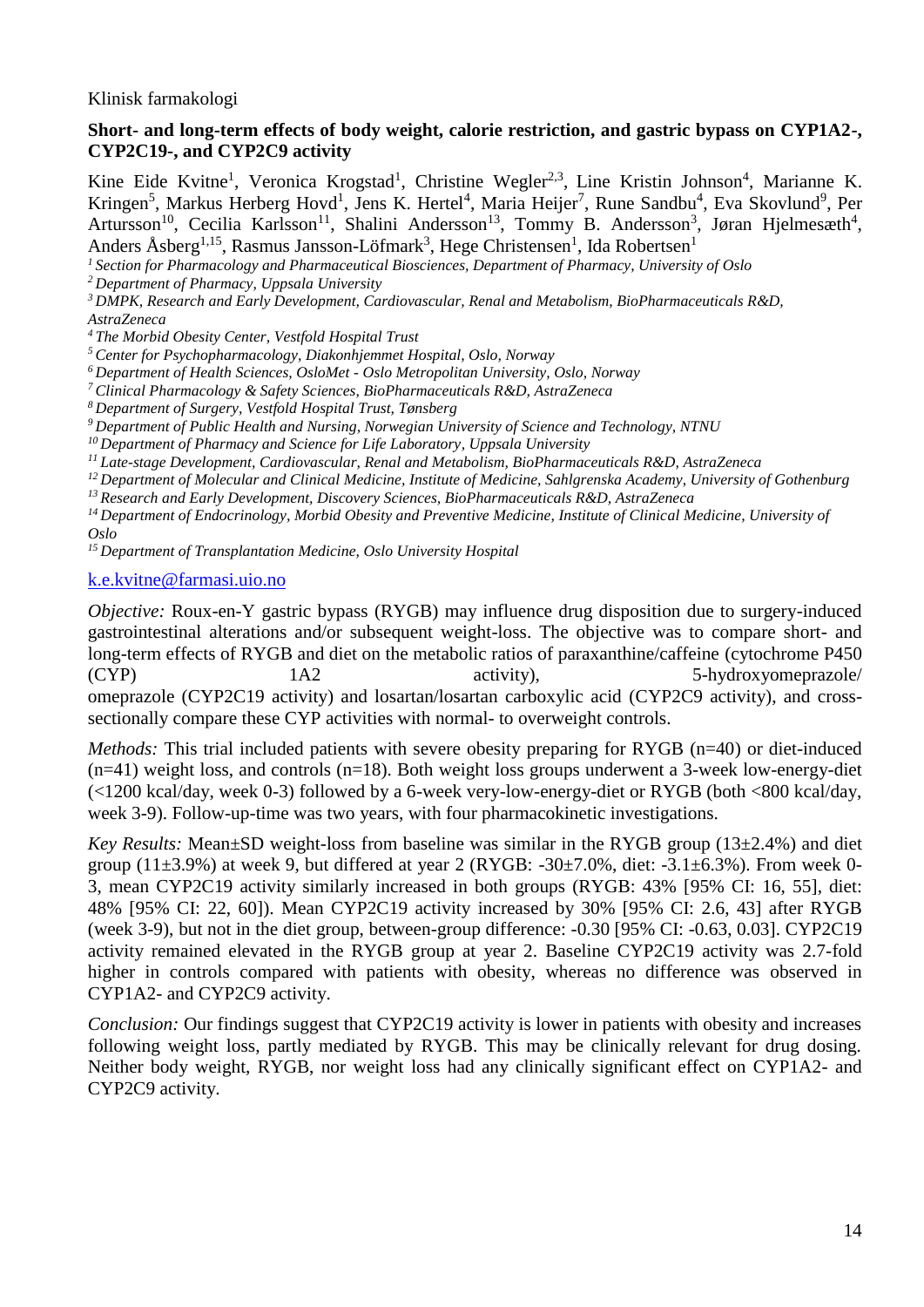Klinisk farmakologi

## Short- and long-term effects of body weight, calorie restriction, and gastric bypass on CYP1A2-, CYP2C19-, and CYP2C9 activity

Kine Eide Kvitne[1], Veronica Krogstad[1], Christine Wegler[2,3], Line Kristin Johnson[4], Marianne K. Kringen[5], Markus Herberg Hovd[1], Jens K. Hertel[4], Maria Heijer[7], Rune Sandbu[4], Eva Skovlund[9], Per Artursson[10], Cecilia Karlsson[11], Shalini Andersson[13], Tommy B. Andersson[3], Jøran Hjelmesæth[4], Anders Åsberg[1,15], Rasmus Jansson-Löfmark[3], Hege Christensen[1], Ida Robertsen[1]

*[1] Section for Pharmacology and Pharmaceutical Biosciences, Department of Pharmacy, University of Oslo*
*[2] Department of Pharmacy, Uppsala University*
*[3] DMPK, Research and Early Development, Cardiovascular, Renal and Metabolism, BioPharmaceuticals R&D, AstraZeneca*
*[4] The Morbid Obesity Center, Vestfold Hospital Trust*
*[5] Center for Psychopharmacology, Diakonhjemmet Hospital, Oslo, Norway*
*[6] Department of Health Sciences, OsloMet - Oslo Metropolitan University, Oslo, Norway*
*[7] Clinical Pharmacology & Safety Sciences, BioPharmaceuticals R&D, AstraZeneca*
*[8] Department of Surgery, Vestfold Hospital Trust, Tønsberg*
*[9] Department of Public Health and Nursing, Norwegian University of Science and Technology, NTNU*
*[10] Department of Pharmacy and Science for Life Laboratory, Uppsala University*
*[11] Late-stage Development, Cardiovascular, Renal and Metabolism, BioPharmaceuticals R&D, AstraZeneca*
*[12] Department of Molecular and Clinical Medicine, Institute of Medicine, Sahlgrenska Academy, University of Gothenburg*
*[13] Research and Early Development, Discovery Sciences, BioPharmaceuticals R&D, AstraZeneca*
*[14] Department of Endocrinology, Morbid Obesity and Preventive Medicine, Institute of Clinical Medicine, University of Oslo*
*[15] Department of Transplantation Medicine, Oslo University Hospital*

k.e.kvitne@farmasi.uio.no

*Objective:* Roux-en-Y gastric bypass (RYGB) may influence drug disposition due to surgery-induced gastrointestinal alterations and/or subsequent weight-loss. The objective was to compare short- and long-term effects of RYGB and diet on the metabolic ratios of paraxanthine/caffeine (cytochrome P450 (CYP) 1A2 activity), 5-hydroxyomeprazole/ omeprazole (CYP2C19 activity) and losartan/losartan carboxylic acid (CYP2C9 activity), and cross-sectionally compare these CYP activities with normal- to overweight controls.

*Methods:* This trial included patients with severe obesity preparing for RYGB (n=40) or diet-induced (n=41) weight loss, and controls (n=18). Both weight loss groups underwent a 3-week low-energy-diet (<1200 kcal/day, week 0-3) followed by a 6-week very-low-energy-diet or RYGB (both <800 kcal/day, week 3-9). Follow-up-time was two years, with four pharmacokinetic investigations.

*Key Results:* Mean±SD weight-loss from baseline was similar in the RYGB group (13±2.4%) and diet group (11±3.9%) at week 9, but differed at year 2 (RYGB: -30±7.0%, diet: -3.1±6.3%). From week 0-3, mean CYP2C19 activity similarly increased in both groups (RYGB: 43% [95% CI: 16, 55], diet: 48% [95% CI: 22, 60]). Mean CYP2C19 activity increased by 30% [95% CI: 2.6, 43] after RYGB (week 3-9), but not in the diet group, between-group difference: -0.30 [95% CI: -0.63, 0.03]. CYP2C19 activity remained elevated in the RYGB group at year 2. Baseline CYP2C19 activity was 2.7-fold higher in controls compared with patients with obesity, whereas no difference was observed in CYP1A2- and CYP2C9 activity.

*Conclusion:* Our findings suggest that CYP2C19 activity is lower in patients with obesity and increases following weight loss, partly mediated by RYGB. This may be clinically relevant for drug dosing. Neither body weight, RYGB, nor weight loss had any clinically significant effect on CYP1A2- and CYP2C9 activity.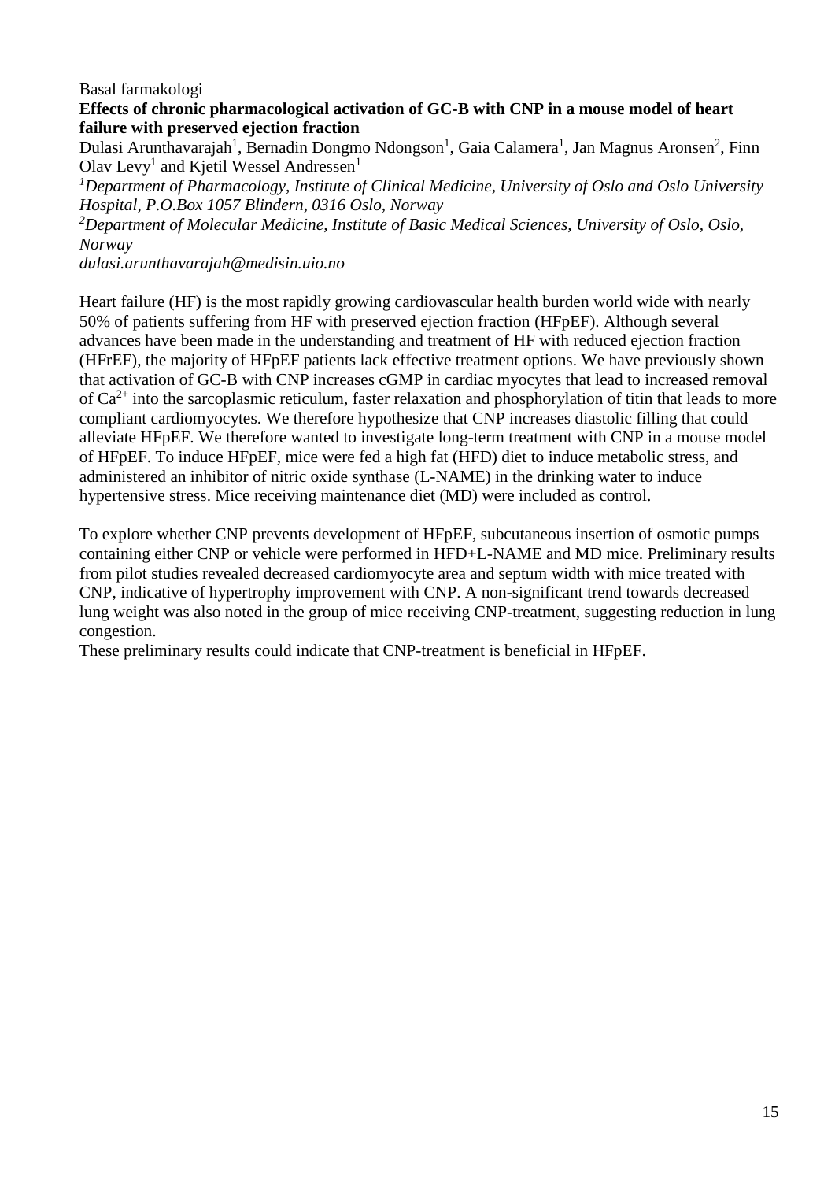Basal farmakologi

**Effects of chronic pharmacological activation of GC-B with CNP in a mouse model of heart failure with preserved ejection fraction**

Dulasi Arunthavarajah[1], Bernadin Dongmo Ndongson[1], Gaia Calamera[1], Jan Magnus Aronsen[2], Finn Olav Levy[1] and Kjetil Wessel Andressen[1]

*[1]Department of Pharmacology, Institute of Clinical Medicine, University of Oslo and Oslo University Hospital, P.O.Box 1057 Blindern, 0316 Oslo, Norway*

*[2]Department of Molecular Medicine, Institute of Basic Medical Sciences, University of Oslo, Oslo, Norway*

*dulasi.arunthavarajah@medisin.uio.no*

Heart failure (HF) is the most rapidly growing cardiovascular health burden world wide with nearly 50% of patients suffering from HF with preserved ejection fraction (HFpEF). Although several advances have been made in the understanding and treatment of HF with reduced ejection fraction (HFrEF), the majority of HFpEF patients lack effective treatment options. We have previously shown that activation of GC-B with CNP increases cGMP in cardiac myocytes that lead to increased removal of $Ca^{2+}$ into the sarcoplasmic reticulum, faster relaxation and phosphorylation of titin that leads to more compliant cardiomyocytes. We therefore hypothesize that CNP increases diastolic filling that could alleviate HFpEF. We therefore wanted to investigate long-term treatment with CNP in a mouse model of HFpEF. To induce HFpEF, mice were fed a high fat (HFD) diet to induce metabolic stress, and administered an inhibitor of nitric oxide synthase (L-NAME) in the drinking water to induce hypertensive stress. Mice receiving maintenance diet (MD) were included as control.

To explore whether CNP prevents development of HFpEF, subcutaneous insertion of osmotic pumps containing either CNP or vehicle were performed in HFD+L-NAME and MD mice. Preliminary results from pilot studies revealed decreased cardiomyocyte area and septum width with mice treated with CNP, indicative of hypertrophy improvement with CNP. A non-significant trend towards decreased lung weight was also noted in the group of mice receiving CNP-treatment, suggesting reduction in lung congestion.

These preliminary results could indicate that CNP-treatment is beneficial in HFpEF.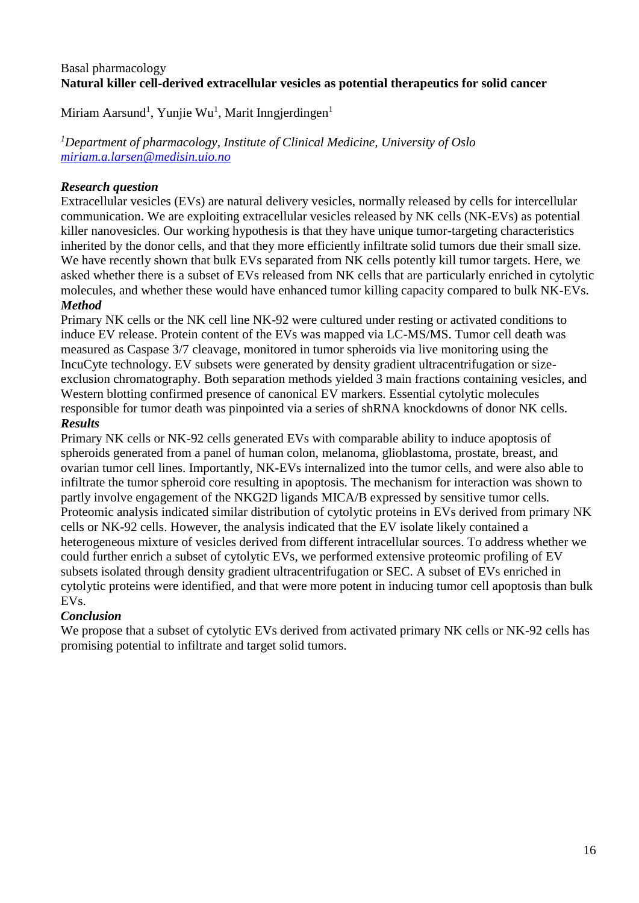Basal pharmacology

**Natural killer cell-derived extracellular vesicles as potential therapeutics for solid cancer**

Miriam Aarsund[1], Yunjie Wu[1], Marit Inngjerdingen[1]

[1]*Department of pharmacology, Institute of Clinical Medicine, University of Oslo*
*miriam.a.larsen@medisin.uio.no*

***Research question***

Extracellular vesicles (EVs) are natural delivery vesicles, normally released by cells for intercellular communication. We are exploiting extracellular vesicles released by NK cells (NK-EVs) as potential killer nanovesicles. Our working hypothesis is that they have unique tumor-targeting characteristics inherited by the donor cells, and that they more efficiently infiltrate solid tumors due their small size. We have recently shown that bulk EVs separated from NK cells potently kill tumor targets. Here, we asked whether there is a subset of EVs released from NK cells that are particularly enriched in cytolytic molecules, and whether these would have enhanced tumor killing capacity compared to bulk NK-EVs.

***Method***

Primary NK cells or the NK cell line NK-92 were cultured under resting or activated conditions to induce EV release. Protein content of the EVs was mapped via LC-MS/MS. Tumor cell death was measured as Caspase 3/7 cleavage, monitored in tumor spheroids via live monitoring using the IncuCyte technology. EV subsets were generated by density gradient ultracentrifugation or size-exclusion chromatography. Both separation methods yielded 3 main fractions containing vesicles, and Western blotting confirmed presence of canonical EV markers. Essential cytolytic molecules responsible for tumor death was pinpointed via a series of shRNA knockdowns of donor NK cells.

***Results***

Primary NK cells or NK-92 cells generated EVs with comparable ability to induce apoptosis of spheroids generated from a panel of human colon, melanoma, glioblastoma, prostate, breast, and ovarian tumor cell lines. Importantly, NK-EVs internalized into the tumor cells, and were also able to infiltrate the tumor spheroid core resulting in apoptosis. The mechanism for interaction was shown to partly involve engagement of the NKG2D ligands MICA/B expressed by sensitive tumor cells. Proteomic analysis indicated similar distribution of cytolytic proteins in EVs derived from primary NK cells or NK-92 cells. However, the analysis indicated that the EV isolate likely contained a heterogeneous mixture of vesicles derived from different intracellular sources. To address whether we could further enrich a subset of cytolytic EVs, we performed extensive proteomic profiling of EV subsets isolated through density gradient ultracentrifugation or SEC. A subset of EVs enriched in cytolytic proteins were identified, and that were more potent in inducing tumor cell apoptosis than bulk EVs.

***Conclusion***

We propose that a subset of cytolytic EVs derived from activated primary NK cells or NK-92 cells has promising potential to infiltrate and target solid tumors.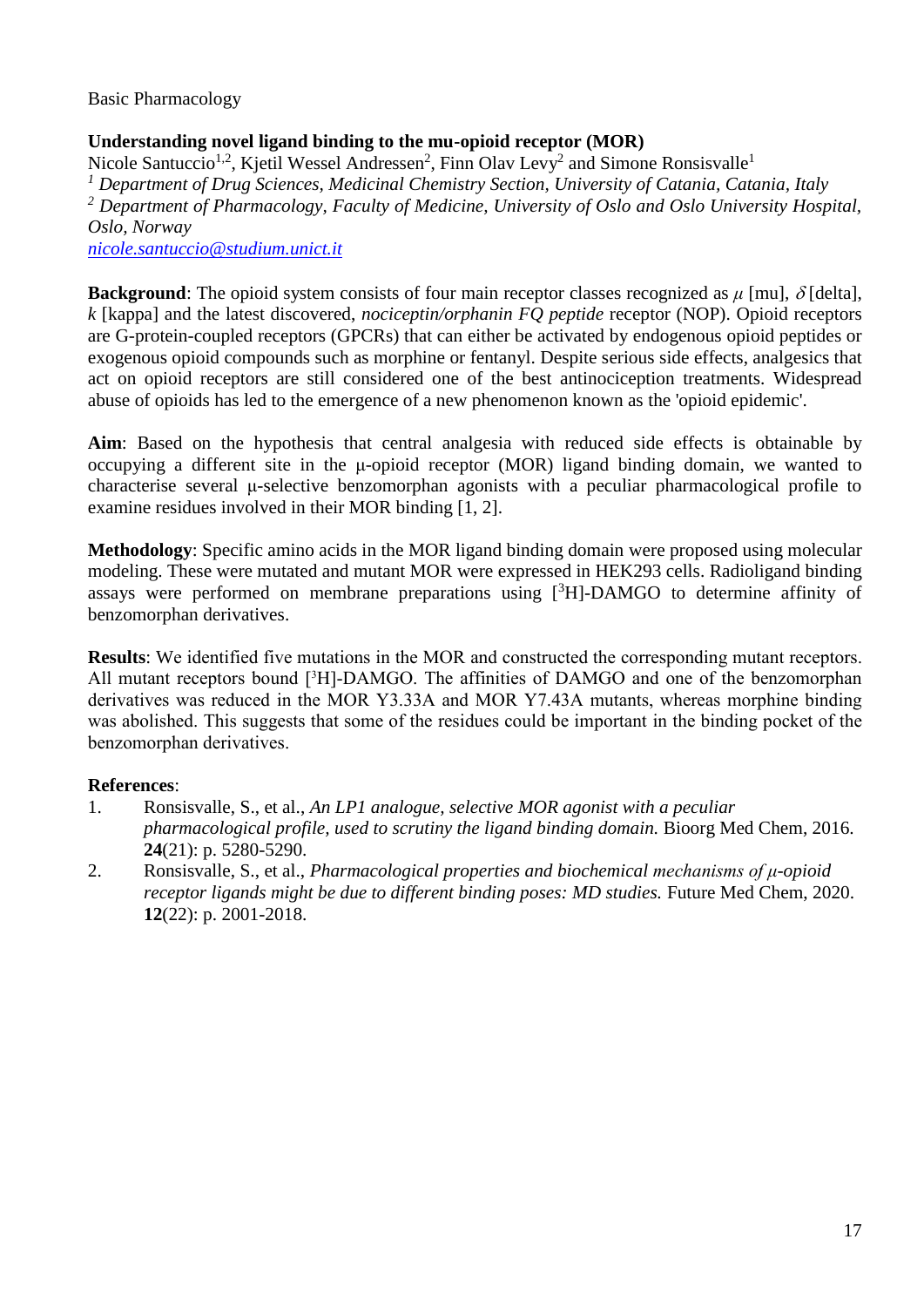Basic Pharmacology

## Understanding novel ligand binding to the mu-opioid receptor (MOR)

Nicole Santuccio[1,2], Kjetil Wessel Andressen[2], Finn Olav Levy[2] and Simone Ronsisvalle[1]

[1] *Department of Drug Sciences, Medicinal Chemistry Section, University of Catania, Catania, Italy*

[2] *Department of Pharmacology, Faculty of Medicine, University of Oslo and Oslo University Hospital, Oslo, Norway*

nicole.santuccio@studium.unict.it

**Background**: The opioid system consists of four main receptor classes recognized as $\mu$ [mu], $\delta$ [delta], *k* [kappa] and the latest discovered, *nociceptin/orphanin FQ peptide* receptor (NOP). Opioid receptors are G-protein-coupled receptors (GPCRs) that can either be activated by endogenous opioid peptides or exogenous opioid compounds such as morphine or fentanyl. Despite serious side effects, analgesics that act on opioid receptors are still considered one of the best antinociception treatments. Widespread abuse of opioids has led to the emergence of a new phenomenon known as the 'opioid epidemic'.

**Aim**: Based on the hypothesis that central analgesia with reduced side effects is obtainable by occupying a different site in the μ-opioid receptor (MOR) ligand binding domain, we wanted to characterise several μ-selective benzomorphan agonists with a peculiar pharmacological profile to examine residues involved in their MOR binding [1, 2].

**Methodology**: Specific amino acids in the MOR ligand binding domain were proposed using molecular modeling. These were mutated and mutant MOR were expressed in HEK293 cells. Radioligand binding assays were performed on membrane preparations using [$^3$H]-DAMGO to determine affinity of benzomorphan derivatives.

**Results**: We identified five mutations in the MOR and constructed the corresponding mutant receptors. All mutant receptors bound [$^3$H]-DAMGO. The affinities of DAMGO and one of the benzomorphan derivatives was reduced in the MOR Y3.33A and MOR Y7.43A mutants, whereas morphine binding was abolished. This suggests that some of the residues could be important in the binding pocket of the benzomorphan derivatives.

**References**:

1. Ronsisvalle, S., et al., *An LP1 analogue, selective MOR agonist with a peculiar pharmacological profile, used to scrutiny the ligand binding domain.* Bioorg Med Chem, 2016. **24**(21): p. 5280-5290.
2. Ronsisvalle, S., et al., *Pharmacological properties and biochemical mechanisms of μ-opioid receptor ligands might be due to different binding poses: MD studies.* Future Med Chem, 2020. **12**(22): p. 2001-2018.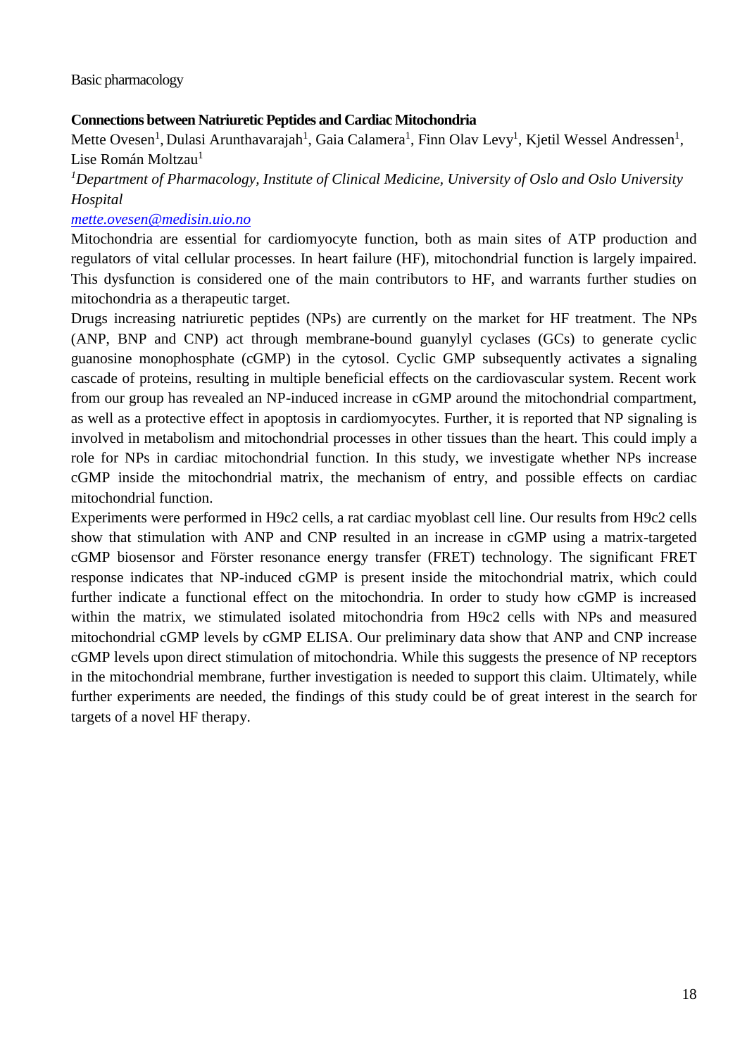Basic pharmacology

**Connections between Natriuretic Peptides and Cardiac Mitochondria**

Mette Ovesen[1], Dulasi Arunthavarajah[1], Gaia Calamera[1], Finn Olav Levy[1], Kjetil Wessel Andressen[1], Lise Román Moltzau[1]

[1]*Department of Pharmacology, Institute of Clinical Medicine, University of Oslo and Oslo University Hospital*

mette.ovesen@medisin.uio.no

Mitochondria are essential for cardiomyocyte function, both as main sites of ATP production and regulators of vital cellular processes. In heart failure (HF), mitochondrial function is largely impaired. This dysfunction is considered one of the main contributors to HF, and warrants further studies on mitochondria as a therapeutic target.

Drugs increasing natriuretic peptides (NPs) are currently on the market for HF treatment. The NPs (ANP, BNP and CNP) act through membrane-bound guanylyl cyclases (GCs) to generate cyclic guanosine monophosphate (cGMP) in the cytosol. Cyclic GMP subsequently activates a signaling cascade of proteins, resulting in multiple beneficial effects on the cardiovascular system. Recent work from our group has revealed an NP-induced increase in cGMP around the mitochondrial compartment, as well as a protective effect in apoptosis in cardiomyocytes. Further, it is reported that NP signaling is involved in metabolism and mitochondrial processes in other tissues than the heart. This could imply a role for NPs in cardiac mitochondrial function. In this study, we investigate whether NPs increase cGMP inside the mitochondrial matrix, the mechanism of entry, and possible effects on cardiac mitochondrial function.

Experiments were performed in H9c2 cells, a rat cardiac myoblast cell line. Our results from H9c2 cells show that stimulation with ANP and CNP resulted in an increase in cGMP using a matrix-targeted cGMP biosensor and Förster resonance energy transfer (FRET) technology. The significant FRET response indicates that NP-induced cGMP is present inside the mitochondrial matrix, which could further indicate a functional effect on the mitochondria. In order to study how cGMP is increased within the matrix, we stimulated isolated mitochondria from H9c2 cells with NPs and measured mitochondrial cGMP levels by cGMP ELISA. Our preliminary data show that ANP and CNP increase cGMP levels upon direct stimulation of mitochondria. While this suggests the presence of NP receptors in the mitochondrial membrane, further investigation is needed to support this claim. Ultimately, while further experiments are needed, the findings of this study could be of great interest in the search for targets of a novel HF therapy.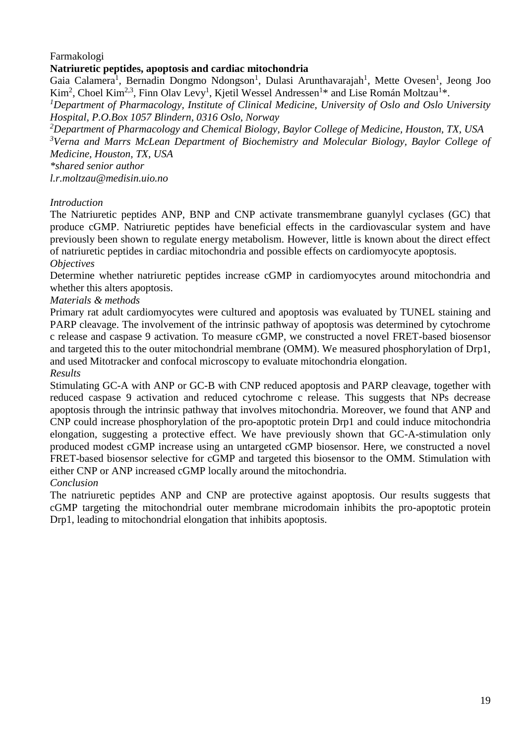Farmakologi

**Natriuretic peptides, apoptosis and cardiac mitochondria**

Gaia Calamera[1], Bernadin Dongmo Ndongson[1], Dulasi Arunthavarajah[1], Mette Ovesen[1], Jeong Joo Kim[2], Choel Kim[2,3], Finn Olav Levy[1], Kjetil Wessel Andressen[1]* and Lise Román Moltzau[1]*.

[1]*Department of Pharmacology, Institute of Clinical Medicine, University of Oslo and Oslo University Hospital, P.O.Box 1057 Blindern, 0316 Oslo, Norway*

[2]*Department of Pharmacology and Chemical Biology, Baylor College of Medicine, Houston, TX, USA*

[3]*Verna and Marrs McLean Department of Biochemistry and Molecular Biology, Baylor College of Medicine, Houston, TX, USA*

*\*shared senior author*

*l.r.moltzau@medisin.uio.no*

*Introduction*

The Natriuretic peptides ANP, BNP and CNP activate transmembrane guanylyl cyclases (GC) that produce cGMP. Natriuretic peptides have beneficial effects in the cardiovascular system and have previously been shown to regulate energy metabolism. However, little is known about the direct effect of natriuretic peptides in cardiac mitochondria and possible effects on cardiomyocyte apoptosis.

*Objectives*

Determine whether natriuretic peptides increase cGMP in cardiomyocytes around mitochondria and whether this alters apoptosis.

*Materials & methods*

Primary rat adult cardiomyocytes were cultured and apoptosis was evaluated by TUNEL staining and PARP cleavage. The involvement of the intrinsic pathway of apoptosis was determined by cytochrome c release and caspase 9 activation. To measure cGMP, we constructed a novel FRET-based biosensor and targeted this to the outer mitochondrial membrane (OMM). We measured phosphorylation of Drp1, and used Mitotracker and confocal microscopy to evaluate mitochondria elongation.

*Results*

Stimulating GC-A with ANP or GC-B with CNP reduced apoptosis and PARP cleavage, together with reduced caspase 9 activation and reduced cytochrome c release. This suggests that NPs decrease apoptosis through the intrinsic pathway that involves mitochondria. Moreover, we found that ANP and CNP could increase phosphorylation of the pro-apoptotic protein Drp1 and could induce mitochondria elongation, suggesting a protective effect. We have previously shown that GC-A-stimulation only produced modest cGMP increase using an untargeted cGMP biosensor. Here, we constructed a novel FRET-based biosensor selective for cGMP and targeted this biosensor to the OMM. Stimulation with either CNP or ANP increased cGMP locally around the mitochondria.

*Conclusion*

The natriuretic peptides ANP and CNP are protective against apoptosis. Our results suggests that cGMP targeting the mitochondrial outer membrane microdomain inhibits the pro-apoptotic protein Drp1, leading to mitochondrial elongation that inhibits apoptosis.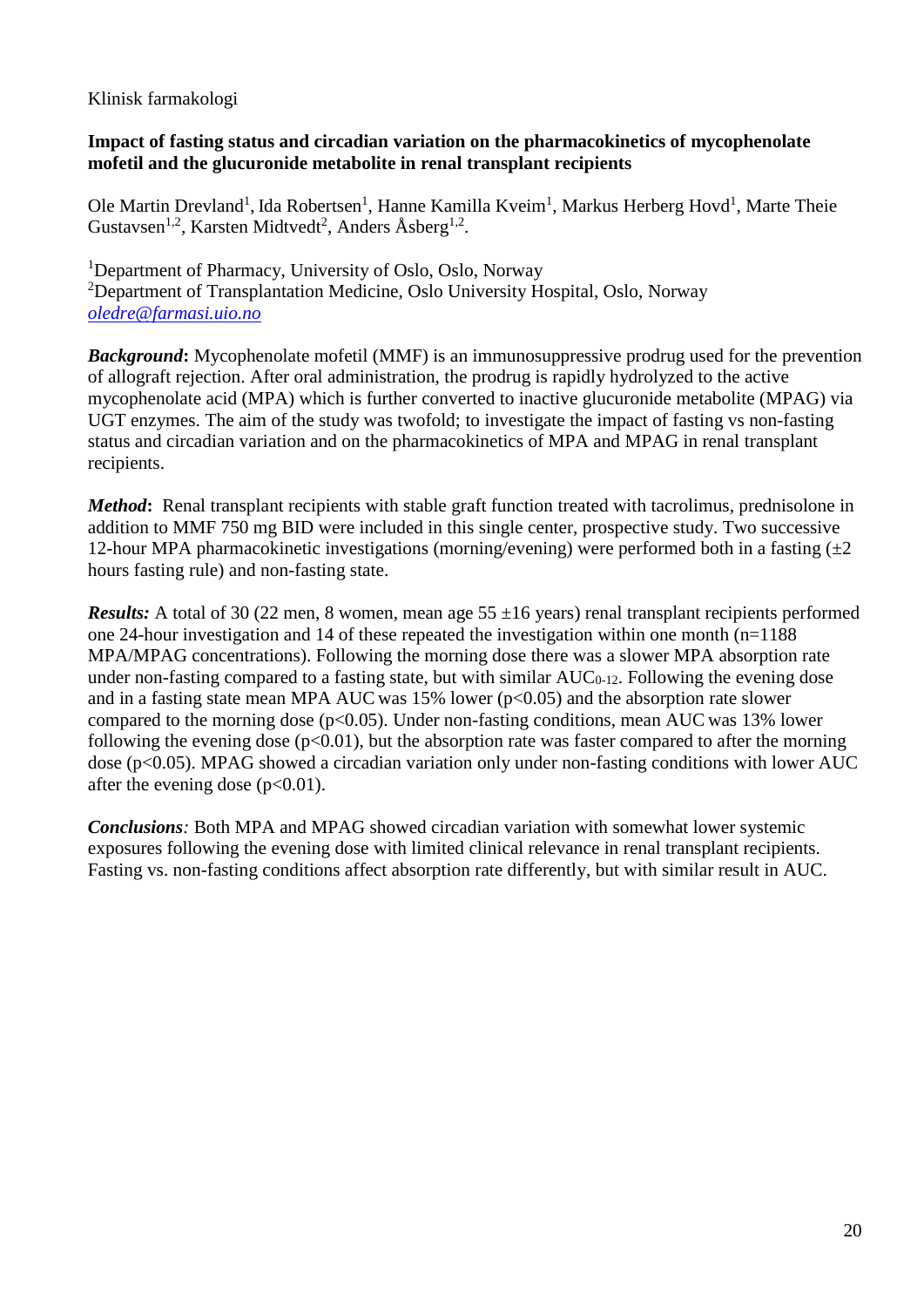Klinisk farmakologi

**Impact of fasting status and circadian variation on the pharmacokinetics of mycophenolate mofetil and the glucuronide metabolite in renal transplant recipients**

Ole Martin Drevland[1], Ida Robertsen[1], Hanne Kamilla Kveim[1], Markus Herberg Hovd[1], Marte Theie Gustavsen[1,2], Karsten Midtvedt[2], Anders Åsberg[1,2].

[1]Department of Pharmacy, University of Oslo, Oslo, Norway
[2]Department of Transplantation Medicine, Oslo University Hospital, Oslo, Norway
oledre@farmasi.uio.no

***Background*:** Mycophenolate mofetil (MMF) is an immunosuppressive prodrug used for the prevention of allograft rejection. After oral administration, the prodrug is rapidly hydrolyzed to the active mycophenolate acid (MPA) which is further converted to inactive glucuronide metabolite (MPAG) via UGT enzymes. The aim of the study was twofold; to investigate the impact of fasting vs non-fasting status and circadian variation and on the pharmacokinetics of MPA and MPAG in renal transplant recipients.

***Method*:** Renal transplant recipients with stable graft function treated with tacrolimus, prednisolone in addition to MMF 750 mg BID were included in this single center, prospective study. Two successive 12-hour MPA pharmacokinetic investigations (morning/evening) were performed both in a fasting (±2 hours fasting rule) and non-fasting state.

***Results:*** A total of 30 (22 men, 8 women, mean age 55 ±16 years) renal transplant recipients performed one 24-hour investigation and 14 of these repeated the investigation within one month (n=1188 MPA/MPAG concentrations). Following the morning dose there was a slower MPA absorption rate under non-fasting compared to a fasting state, but with similar $AUC_{0-12}$. Following the evening dose and in a fasting state mean MPA AUC was 15% lower ($p<0.05$) and the absorption rate slower compared to the morning dose ($p<0.05$). Under non-fasting conditions, mean AUC was 13% lower following the evening dose ($p<0.01$), but the absorption rate was faster compared to after the morning dose ($p<0.05$). MPAG showed a circadian variation only under non-fasting conditions with lower AUC after the evening dose ($p<0.01$).

***Conclusions*:** Both MPA and MPAG showed circadian variation with somewhat lower systemic exposures following the evening dose with limited clinical relevance in renal transplant recipients. Fasting vs. non-fasting conditions affect absorption rate differently, but with similar result in AUC.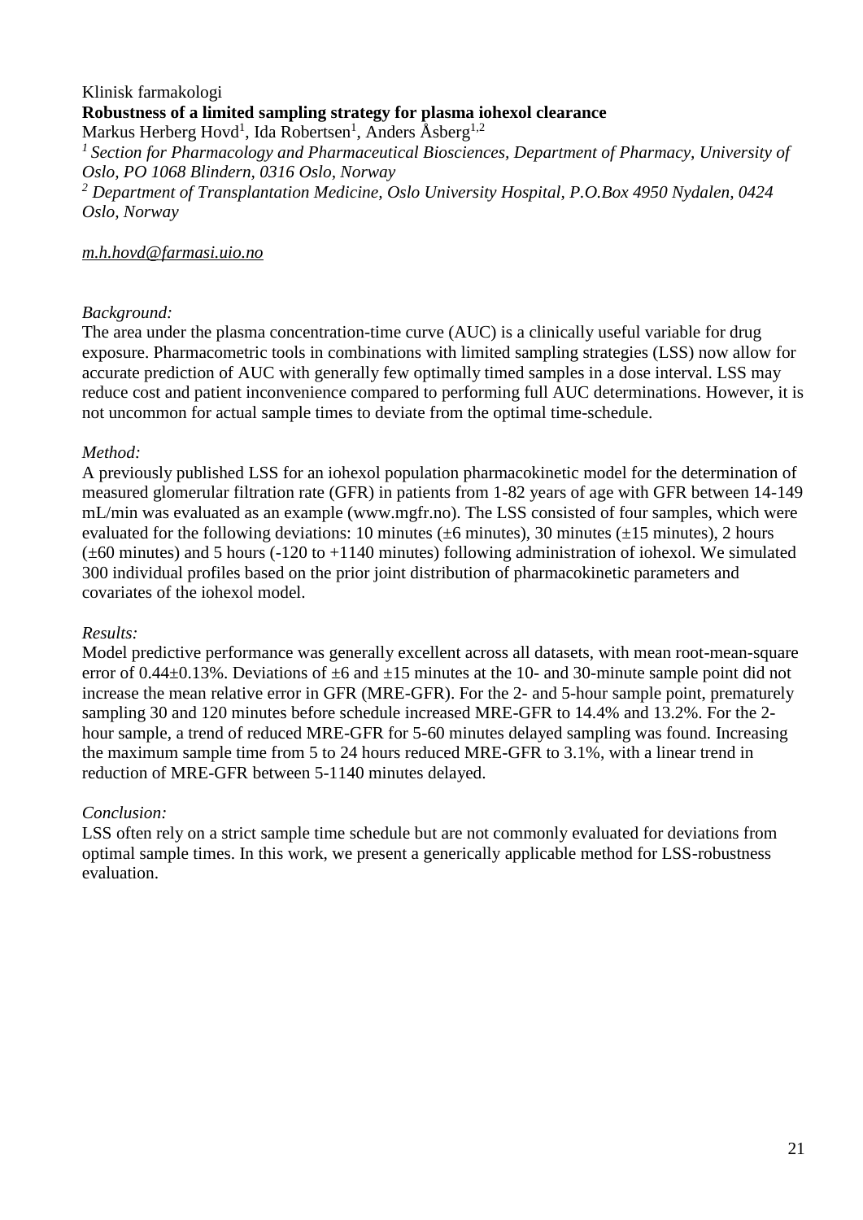Klinisk farmakologi

**Robustness of a limited sampling strategy for plasma iohexol clearance**

Markus Herberg Hovd[1], Ida Robertsen[1], Anders Åsberg[1,2]

*[1] Section for Pharmacology and Pharmaceutical Biosciences, Department of Pharmacy, University of Oslo, PO 1068 Blindern, 0316 Oslo, Norway*

*[2] Department of Transplantation Medicine, Oslo University Hospital, P.O.Box 4950 Nydalen, 0424 Oslo, Norway*

m.h.hovd@farmasi.uio.no

*Background:*

The area under the plasma concentration-time curve (AUC) is a clinically useful variable for drug exposure. Pharmacometric tools in combinations with limited sampling strategies (LSS) now allow for accurate prediction of AUC with generally few optimally timed samples in a dose interval. LSS may reduce cost and patient inconvenience compared to performing full AUC determinations. However, it is not uncommon for actual sample times to deviate from the optimal time-schedule.

*Method:*

A previously published LSS for an iohexol population pharmacokinetic model for the determination of measured glomerular filtration rate (GFR) in patients from 1-82 years of age with GFR between 14-149 mL/min was evaluated as an example (www.mgfr.no). The LSS consisted of four samples, which were evaluated for the following deviations: 10 minutes (±6 minutes), 30 minutes (±15 minutes), 2 hours (±60 minutes) and 5 hours (-120 to +1140 minutes) following administration of iohexol. We simulated 300 individual profiles based on the prior joint distribution of pharmacokinetic parameters and covariates of the iohexol model.

*Results:*

Model predictive performance was generally excellent across all datasets, with mean root-mean-square error of 0.44±0.13%. Deviations of ±6 and ±15 minutes at the 10- and 30-minute sample point did not increase the mean relative error in GFR (MRE-GFR). For the 2- and 5-hour sample point, prematurely sampling 30 and 120 minutes before schedule increased MRE-GFR to 14.4% and 13.2%. For the 2-hour sample, a trend of reduced MRE-GFR for 5-60 minutes delayed sampling was found. Increasing the maximum sample time from 5 to 24 hours reduced MRE-GFR to 3.1%, with a linear trend in reduction of MRE-GFR between 5-1140 minutes delayed.

*Conclusion:*

LSS often rely on a strict sample time schedule but are not commonly evaluated for deviations from optimal sample times. In this work, we present a generically applicable method for LSS-robustness evaluation.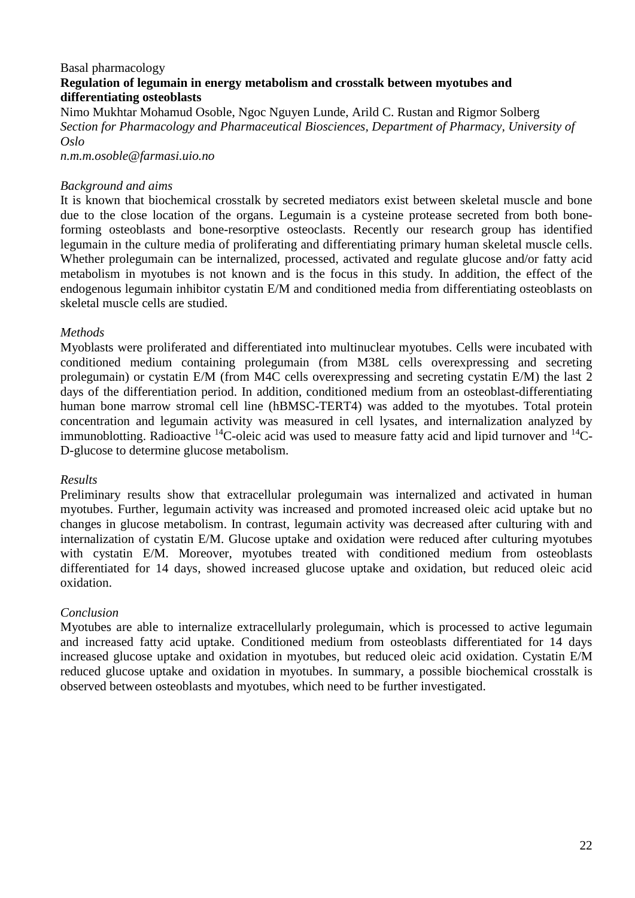Basal pharmacology

**Regulation of legumain in energy metabolism and crosstalk between myotubes and differentiating osteoblasts**

Nimo Mukhtar Mohamud Osoble, Ngoc Nguyen Lunde, Arild C. Rustan and Rigmor Solberg

*Section for Pharmacology and Pharmaceutical Biosciences, Department of Pharmacy, University of Oslo*

*n.m.m.osoble@farmasi.uio.no*

*Background and aims*

It is known that biochemical crosstalk by secreted mediators exist between skeletal muscle and bone due to the close location of the organs. Legumain is a cysteine protease secreted from both bone-forming osteoblasts and bone-resorptive osteoclasts. Recently our research group has identified legumain in the culture media of proliferating and differentiating primary human skeletal muscle cells. Whether prolegumain can be internalized, processed, activated and regulate glucose and/or fatty acid metabolism in myotubes is not known and is the focus in this study. In addition, the effect of the endogenous legumain inhibitor cystatin E/M and conditioned media from differentiating osteoblasts on skeletal muscle cells are studied.

*Methods*

Myoblasts were proliferated and differentiated into multinuclear myotubes. Cells were incubated with conditioned medium containing prolegumain (from M38L cells overexpressing and secreting prolegumain) or cystatin E/M (from M4C cells overexpressing and secreting cystatin E/M) the last 2 days of the differentiation period. In addition, conditioned medium from an osteoblast-differentiating human bone marrow stromal cell line (hBMSC-TERT4) was added to the myotubes. Total protein concentration and legumain activity was measured in cell lysates, and internalization analyzed by immunoblotting. Radioactive $^{14}$C-oleic acid was used to measure fatty acid and lipid turnover and $^{14}$C-D-glucose to determine glucose metabolism.

*Results*

Preliminary results show that extracellular prolegumain was internalized and activated in human myotubes. Further, legumain activity was increased and promoted increased oleic acid uptake but no changes in glucose metabolism. In contrast, legumain activity was decreased after culturing with and internalization of cystatin E/M. Glucose uptake and oxidation were reduced after culturing myotubes with cystatin E/M. Moreover, myotubes treated with conditioned medium from osteoblasts differentiated for 14 days, showed increased glucose uptake and oxidation, but reduced oleic acid oxidation.

*Conclusion*

Myotubes are able to internalize extracellularly prolegumain, which is processed to active legumain and increased fatty acid uptake. Conditioned medium from osteoblasts differentiated for 14 days increased glucose uptake and oxidation in myotubes, but reduced oleic acid oxidation. Cystatin E/M reduced glucose uptake and oxidation in myotubes. In summary, a possible biochemical crosstalk is observed between osteoblasts and myotubes, which need to be further investigated.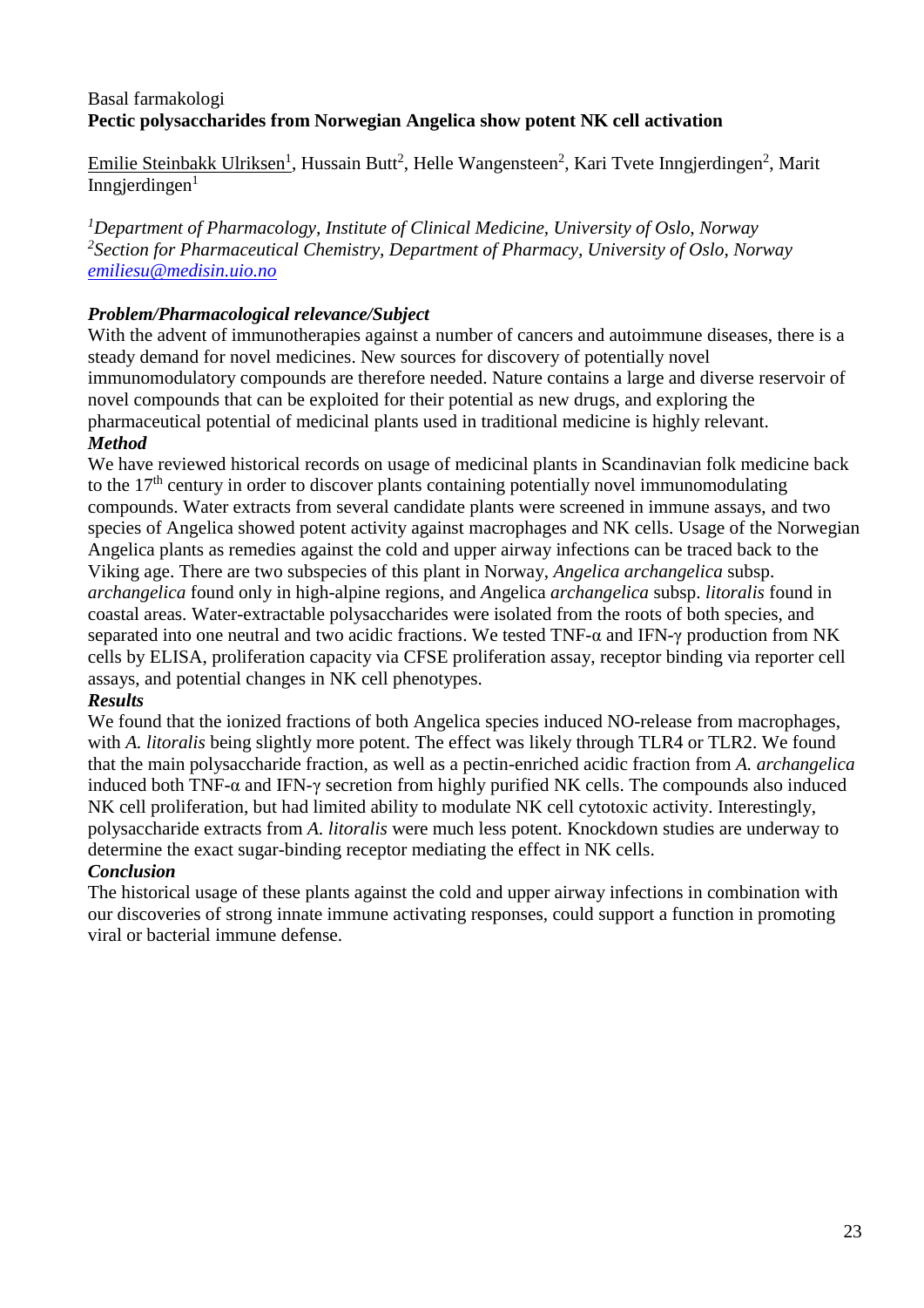Basal farmakologi

**Pectic polysaccharides from Norwegian Angelica show potent NK cell activation**

Emilie Steinbakk Ulriksen[1], Hussain Butt[2], Helle Wangensteen[2], Kari Tvete Inngjerdingen[2], Marit Inngjerdingen[1]

*[1]Department of Pharmacology, Institute of Clinical Medicine, University of Oslo, Norway*
*[2]Section for Pharmaceutical Chemistry, Department of Pharmacy, University of Oslo, Norway*
emiliesu@medisin.uio.no

***Problem/Pharmacological relevance/Subject***

With the advent of immunotherapies against a number of cancers and autoimmune diseases, there is a steady demand for novel medicines. New sources for discovery of potentially novel immunomodulatory compounds are therefore needed. Nature contains a large and diverse reservoir of novel compounds that can be exploited for their potential as new drugs, and exploring the pharmaceutical potential of medicinal plants used in traditional medicine is highly relevant.

***Method***

We have reviewed historical records on usage of medicinal plants in Scandinavian folk medicine back to the 17th century in order to discover plants containing potentially novel immunomodulating compounds. Water extracts from several candidate plants were screened in immune assays, and two species of Angelica showed potent activity against macrophages and NK cells. Usage of the Norwegian Angelica plants as remedies against the cold and upper airway infections can be traced back to the Viking age. There are two subspecies of this plant in Norway, *Angelica archangelica* subsp. *archangelica* found only in high-alpine regions, and Angelica *archangelica* subsp. *litoralis* found in coastal areas. Water-extractable polysaccharides were isolated from the roots of both species, and separated into one neutral and two acidic fractions. We tested TNF-α and IFN-γ production from NK cells by ELISA, proliferation capacity via CFSE proliferation assay, receptor binding via reporter cell assays, and potential changes in NK cell phenotypes.

***Results***

We found that the ionized fractions of both Angelica species induced NO-release from macrophages, with *A. litoralis* being slightly more potent. The effect was likely through TLR4 or TLR2. We found that the main polysaccharide fraction, as well as a pectin-enriched acidic fraction from *A. archangelica* induced both TNF-α and IFN-γ secretion from highly purified NK cells. The compounds also induced NK cell proliferation, but had limited ability to modulate NK cell cytotoxic activity. Interestingly, polysaccharide extracts from *A. litoralis* were much less potent. Knockdown studies are underway to determine the exact sugar-binding receptor mediating the effect in NK cells.

***Conclusion***

The historical usage of these plants against the cold and upper airway infections in combination with our discoveries of strong innate immune activating responses, could support a function in promoting viral or bacterial immune defense.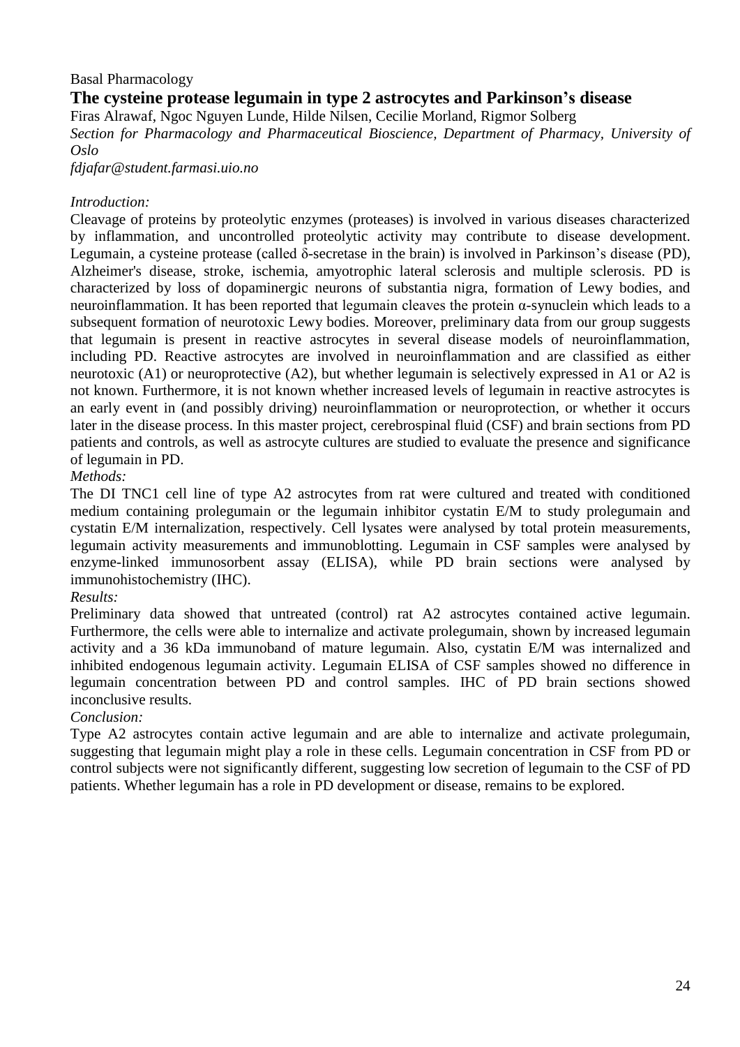Basal Pharmacology

## The cysteine protease legumain in type 2 astrocytes and Parkinson's disease

Firas Alrawaf, Ngoc Nguyen Lunde, Hilde Nilsen, Cecilie Morland, Rigmor Solberg

*Section for Pharmacology and Pharmaceutical Bioscience, Department of Pharmacy, University of Oslo*

*fdjafar@student.farmasi.uio.no*

*Introduction:*

Cleavage of proteins by proteolytic enzymes (proteases) is involved in various diseases characterized by inflammation, and uncontrolled proteolytic activity may contribute to disease development. Legumain, a cysteine protease (called δ-secretase in the brain) is involved in Parkinson's disease (PD), Alzheimer's disease, stroke, ischemia, amyotrophic lateral sclerosis and multiple sclerosis. PD is characterized by loss of dopaminergic neurons of substantia nigra, formation of Lewy bodies, and neuroinflammation. It has been reported that legumain cleaves the protein α-synuclein which leads to a subsequent formation of neurotoxic Lewy bodies. Moreover, preliminary data from our group suggests that legumain is present in reactive astrocytes in several disease models of neuroinflammation, including PD. Reactive astrocytes are involved in neuroinflammation and are classified as either neurotoxic (A1) or neuroprotective (A2), but whether legumain is selectively expressed in A1 or A2 is not known. Furthermore, it is not known whether increased levels of legumain in reactive astrocytes is an early event in (and possibly driving) neuroinflammation or neuroprotection, or whether it occurs later in the disease process. In this master project, cerebrospinal fluid (CSF) and brain sections from PD patients and controls, as well as astrocyte cultures are studied to evaluate the presence and significance of legumain in PD.

*Methods:*

The DI TNC1 cell line of type A2 astrocytes from rat were cultured and treated with conditioned medium containing prolegumain or the legumain inhibitor cystatin E/M to study prolegumain and cystatin E/M internalization, respectively. Cell lysates were analysed by total protein measurements, legumain activity measurements and immunoblotting. Legumain in CSF samples were analysed by enzyme-linked immunosorbent assay (ELISA), while PD brain sections were analysed by immunohistochemistry (IHC).

*Results:*

Preliminary data showed that untreated (control) rat A2 astrocytes contained active legumain. Furthermore, the cells were able to internalize and activate prolegumain, shown by increased legumain activity and a 36 kDa immunoband of mature legumain. Also, cystatin E/M was internalized and inhibited endogenous legumain activity. Legumain ELISA of CSF samples showed no difference in legumain concentration between PD and control samples. IHC of PD brain sections showed inconclusive results.

*Conclusion:*

Type A2 astrocytes contain active legumain and are able to internalize and activate prolegumain, suggesting that legumain might play a role in these cells. Legumain concentration in CSF from PD or control subjects were not significantly different, suggesting low secretion of legumain to the CSF of PD patients. Whether legumain has a role in PD development or disease, remains to be explored.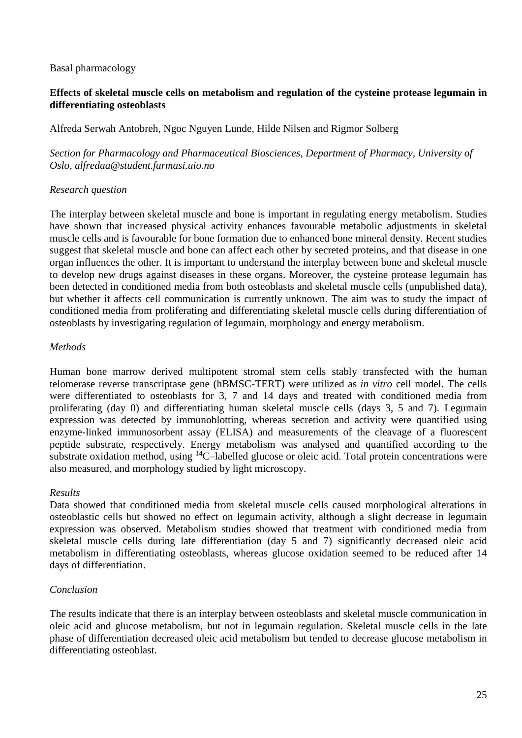Basal pharmacology

## Effects of skeletal muscle cells on metabolism and regulation of the cysteine protease legumain in differentiating osteoblasts

Alfreda Serwah Antobreh, Ngoc Nguyen Lunde, Hilde Nilsen and Rigmor Solberg

*Section for Pharmacology and Pharmaceutical Biosciences, Department of Pharmacy, University of Oslo, alfredaa@student.farmasi.uio.no*

*Research question*

The interplay between skeletal muscle and bone is important in regulating energy metabolism. Studies have shown that increased physical activity enhances favourable metabolic adjustments in skeletal muscle cells and is favourable for bone formation due to enhanced bone mineral density. Recent studies suggest that skeletal muscle and bone can affect each other by secreted proteins, and that disease in one organ influences the other. It is important to understand the interplay between bone and skeletal muscle to develop new drugs against diseases in these organs. Moreover, the cysteine protease legumain has been detected in conditioned media from both osteoblasts and skeletal muscle cells (unpublished data), but whether it affects cell communication is currently unknown. The aim was to study the impact of conditioned media from proliferating and differentiating skeletal muscle cells during differentiation of osteoblasts by investigating regulation of legumain, morphology and energy metabolism.

*Methods*

Human bone marrow derived multipotent stromal stem cells stably transfected with the human telomerase reverse transcriptase gene (hBMSC-TERT) were utilized as *in vitro* cell model. The cells were differentiated to osteoblasts for 3, 7 and 14 days and treated with conditioned media from proliferating (day 0) and differentiating human skeletal muscle cells (days 3, 5 and 7). Legumain expression was detected by immunoblotting, whereas secretion and activity were quantified using enzyme-linked immunosorbent assay (ELISA) and measurements of the cleavage of a fluorescent peptide substrate, respectively. Energy metabolism was analysed and quantified according to the substrate oxidation method, using $^{14}C$–labelled glucose or oleic acid. Total protein concentrations were also measured, and morphology studied by light microscopy.

*Results*

Data showed that conditioned media from skeletal muscle cells caused morphological alterations in osteoblastic cells but showed no effect on legumain activity, although a slight decrease in legumain expression was observed. Metabolism studies showed that treatment with conditioned media from skeletal muscle cells during late differentiation (day 5 and 7) significantly decreased oleic acid metabolism in differentiating osteoblasts, whereas glucose oxidation seemed to be reduced after 14 days of differentiation.

*Conclusion*

The results indicate that there is an interplay between osteoblasts and skeletal muscle communication in oleic acid and glucose metabolism, but not in legumain regulation. Skeletal muscle cells in the late phase of differentiation decreased oleic acid metabolism but tended to decrease glucose metabolism in differentiating osteoblast.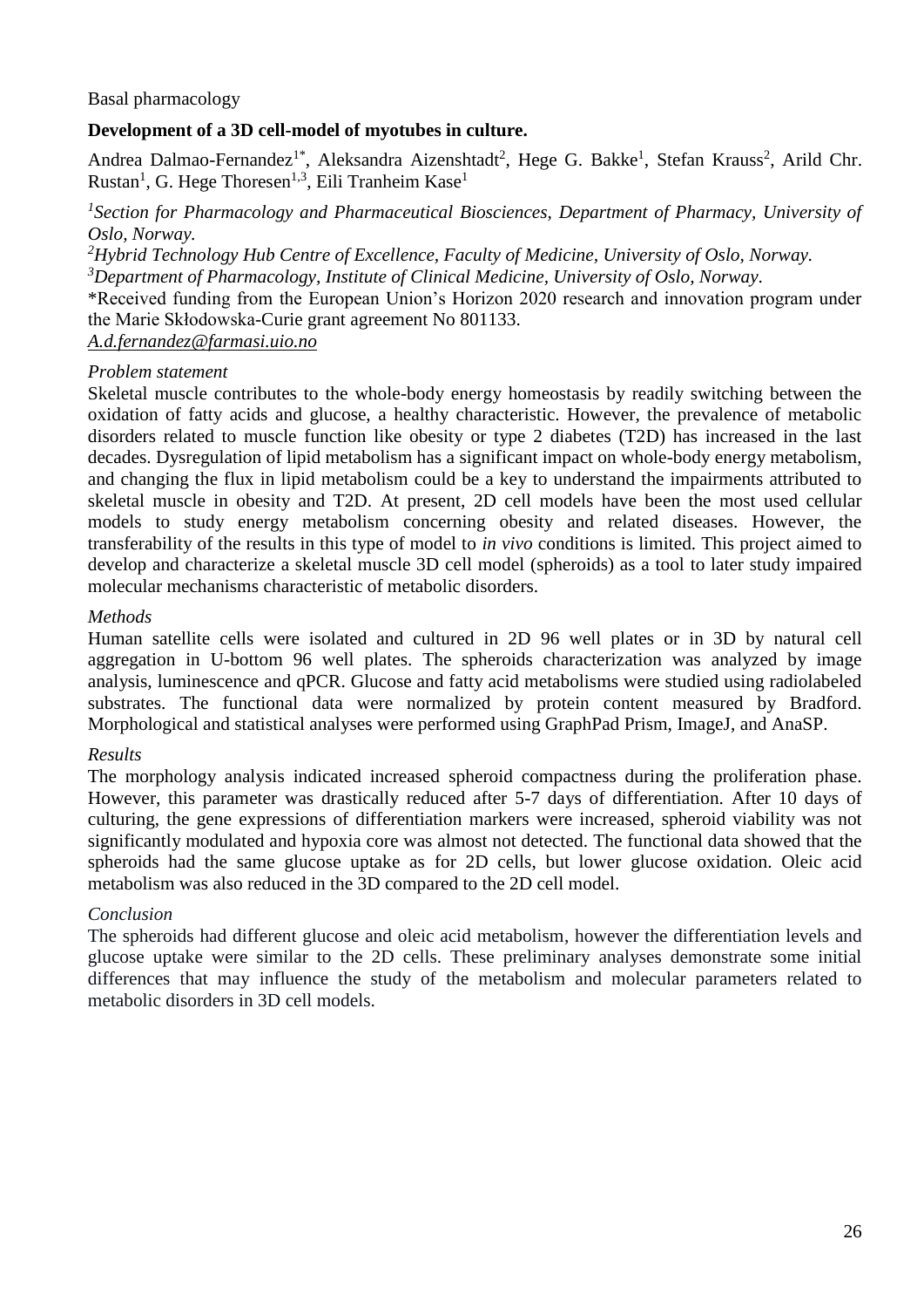Basal pharmacology

## Development of a 3D cell-model of myotubes in culture.

Andrea Dalmao-Fernandez[1*], Aleksandra Aizenshtadt[2], Hege G. Bakke[1], Stefan Krauss[2], Arild Chr. Rustan[1], G. Hege Thoresen[1,3], Eili Tranheim Kase[1]

*[1]Section for Pharmacology and Pharmaceutical Biosciences, Department of Pharmacy, University of Oslo, Norway.*

*[2]Hybrid Technology Hub Centre of Excellence, Faculty of Medicine, University of Oslo, Norway.*

*[3]Department of Pharmacology, Institute of Clinical Medicine, University of Oslo, Norway.*

*Received funding from the European Union's Horizon 2020 research and innovation program under the Marie Skłodowska-Curie grant agreement No 801133.

*A.d.fernandez@farmasi.uio.no*

*Problem statement*

Skeletal muscle contributes to the whole-body energy homeostasis by readily switching between the oxidation of fatty acids and glucose, a healthy characteristic. However, the prevalence of metabolic disorders related to muscle function like obesity or type 2 diabetes (T2D) has increased in the last decades. Dysregulation of lipid metabolism has a significant impact on whole-body energy metabolism, and changing the flux in lipid metabolism could be a key to understand the impairments attributed to skeletal muscle in obesity and T2D. At present, 2D cell models have been the most used cellular models to study energy metabolism concerning obesity and related diseases. However, the transferability of the results in this type of model to *in vivo* conditions is limited. This project aimed to develop and characterize a skeletal muscle 3D cell model (spheroids) as a tool to later study impaired molecular mechanisms characteristic of metabolic disorders.

*Methods*

Human satellite cells were isolated and cultured in 2D 96 well plates or in 3D by natural cell aggregation in U-bottom 96 well plates. The spheroids characterization was analyzed by image analysis, luminescence and qPCR. Glucose and fatty acid metabolisms were studied using radiolabeled substrates. The functional data were normalized by protein content measured by Bradford. Morphological and statistical analyses were performed using GraphPad Prism, ImageJ, and AnaSP.

*Results*

The morphology analysis indicated increased spheroid compactness during the proliferation phase. However, this parameter was drastically reduced after 5-7 days of differentiation. After 10 days of culturing, the gene expressions of differentiation markers were increased, spheroid viability was not significantly modulated and hypoxia core was almost not detected. The functional data showed that the spheroids had the same glucose uptake as for 2D cells, but lower glucose oxidation. Oleic acid metabolism was also reduced in the 3D compared to the 2D cell model.

*Conclusion*

The spheroids had different glucose and oleic acid metabolism, however the differentiation levels and glucose uptake were similar to the 2D cells. These preliminary analyses demonstrate some initial differences that may influence the study of the metabolism and molecular parameters related to metabolic disorders in 3D cell models.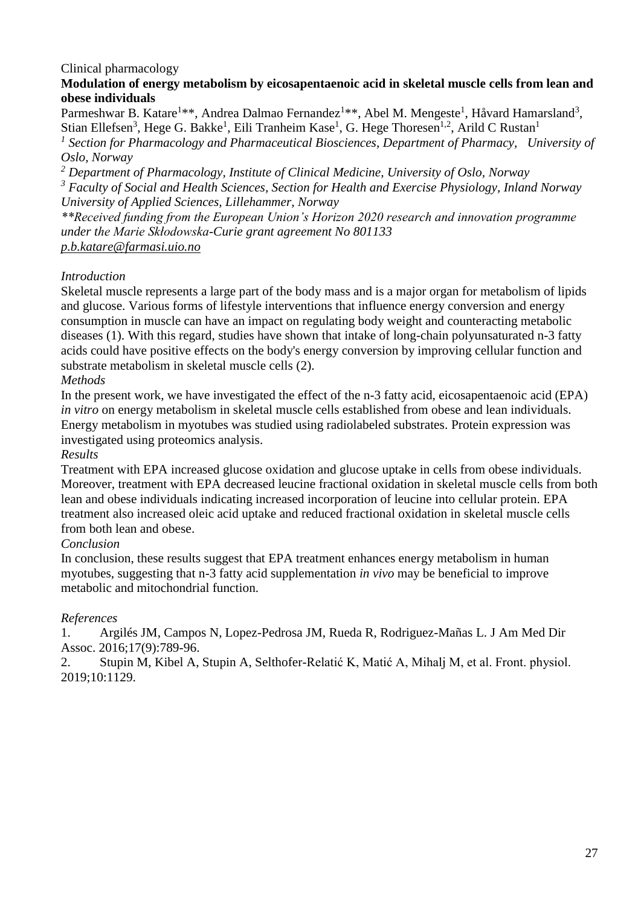Clinical pharmacology

## Modulation of energy metabolism by eicosapentaenoic acid in skeletal muscle cells from lean and obese individuals

Parmeshwar B. Katare[1]**, Andrea Dalmao Fernandez[1]**, Abel M. Mengeste[1], Håvard Hamarsland[3], Stian Ellefsen[3], Hege G. Bakke[1], Eili Tranheim Kase[1], G. Hege Thoresen[1,2], Arild C Rustan[1]

[1] *Section for Pharmacology and Pharmaceutical Biosciences, Department of Pharmacy, University of Oslo, Norway*

[2] *Department of Pharmacology, Institute of Clinical Medicine, University of Oslo, Norway*

[3] *Faculty of Social and Health Sciences, Section for Health and Exercise Physiology, Inland Norway University of Applied Sciences, Lillehammer, Norway*

*\*\*Received funding from the European Union's Horizon 2020 research and innovation programme under the Marie Skłodowska-Curie grant agreement No 801133*

p.b.katare@farmasi.uio.no

*Introduction*

Skeletal muscle represents a large part of the body mass and is a major organ for metabolism of lipids and glucose. Various forms of lifestyle interventions that influence energy conversion and energy consumption in muscle can have an impact on regulating body weight and counteracting metabolic diseases (1). With this regard, studies have shown that intake of long-chain polyunsaturated n-3 fatty acids could have positive effects on the body's energy conversion by improving cellular function and substrate metabolism in skeletal muscle cells (2).

*Methods*

In the present work, we have investigated the effect of the n-3 fatty acid, eicosapentaenoic acid (EPA) *in vitro* on energy metabolism in skeletal muscle cells established from obese and lean individuals. Energy metabolism in myotubes was studied using radiolabeled substrates. Protein expression was investigated using proteomics analysis.

*Results*

Treatment with EPA increased glucose oxidation and glucose uptake in cells from obese individuals. Moreover, treatment with EPA decreased leucine fractional oxidation in skeletal muscle cells from both lean and obese individuals indicating increased incorporation of leucine into cellular protein. EPA treatment also increased oleic acid uptake and reduced fractional oxidation in skeletal muscle cells from both lean and obese.

*Conclusion*

In conclusion, these results suggest that EPA treatment enhances energy metabolism in human myotubes, suggesting that n-3 fatty acid supplementation *in vivo* may be beneficial to improve metabolic and mitochondrial function.

*References*

1. Argilés JM, Campos N, Lopez-Pedrosa JM, Rueda R, Rodriguez-Mañas L. J Am Med Dir Assoc. 2016;17(9):789-96.
2. Stupin M, Kibel A, Stupin A, Selthofer-Relatić K, Matić A, Mihalj M, et al. Front. physiol. 2019;10:1129.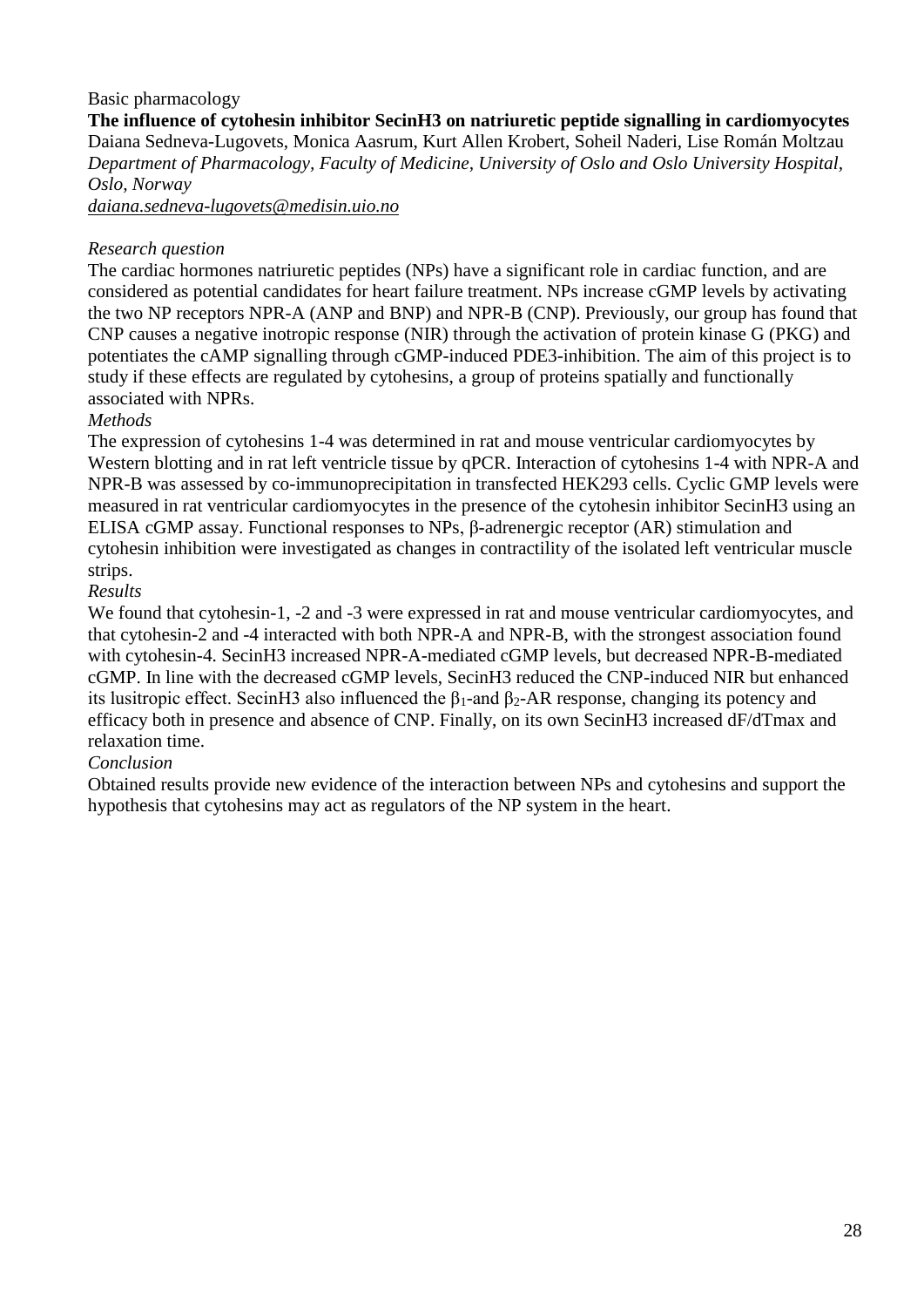Basic pharmacology

**The influence of cytohesin inhibitor SecinH3 on natriuretic peptide signalling in cardiomyocytes**

Daiana Sedneva-Lugovets, Monica Aasrum, Kurt Allen Krobert, Soheil Naderi, Lise Román Moltzau

*Department of Pharmacology, Faculty of Medicine, University of Oslo and Oslo University Hospital, Oslo, Norway*

daiana.sedneva-lugovets@medisin.uio.no

*Research question*

The cardiac hormones natriuretic peptides (NPs) have a significant role in cardiac function, and are considered as potential candidates for heart failure treatment. NPs increase cGMP levels by activating the two NP receptors NPR-A (ANP and BNP) and NPR-B (CNP). Previously, our group has found that CNP causes a negative inotropic response (NIR) through the activation of protein kinase G (PKG) and potentiates the cAMP signalling through cGMP-induced PDE3-inhibition. The aim of this project is to study if these effects are regulated by cytohesins, a group of proteins spatially and functionally associated with NPRs.

*Methods*

The expression of cytohesins 1-4 was determined in rat and mouse ventricular cardiomyocytes by Western blotting and in rat left ventricle tissue by qPCR. Interaction of cytohesins 1-4 with NPR-A and NPR-B was assessed by co-immunoprecipitation in transfected HEK293 cells. Cyclic GMP levels were measured in rat ventricular cardiomyocytes in the presence of the cytohesin inhibitor SecinH3 using an ELISA cGMP assay. Functional responses to NPs, β-adrenergic receptor (AR) stimulation and cytohesin inhibition were investigated as changes in contractility of the isolated left ventricular muscle strips.

*Results*

We found that cytohesin-1, -2 and -3 were expressed in rat and mouse ventricular cardiomyocytes, and that cytohesin-2 and -4 interacted with both NPR-A and NPR-B, with the strongest association found with cytohesin-4. SecinH3 increased NPR-A-mediated cGMP levels, but decreased NPR-B-mediated cGMP. In line with the decreased cGMP levels, SecinH3 reduced the CNP-induced NIR but enhanced its lusitropic effect. SecinH3 also influenced the $\beta_1$-and $\beta_2$-AR response, changing its potency and efficacy both in presence and absence of CNP. Finally, on its own SecinH3 increased dF/dTmax and relaxation time.

*Conclusion*

Obtained results provide new evidence of the interaction between NPs and cytohesins and support the hypothesis that cytohesins may act as regulators of the NP system in the heart.